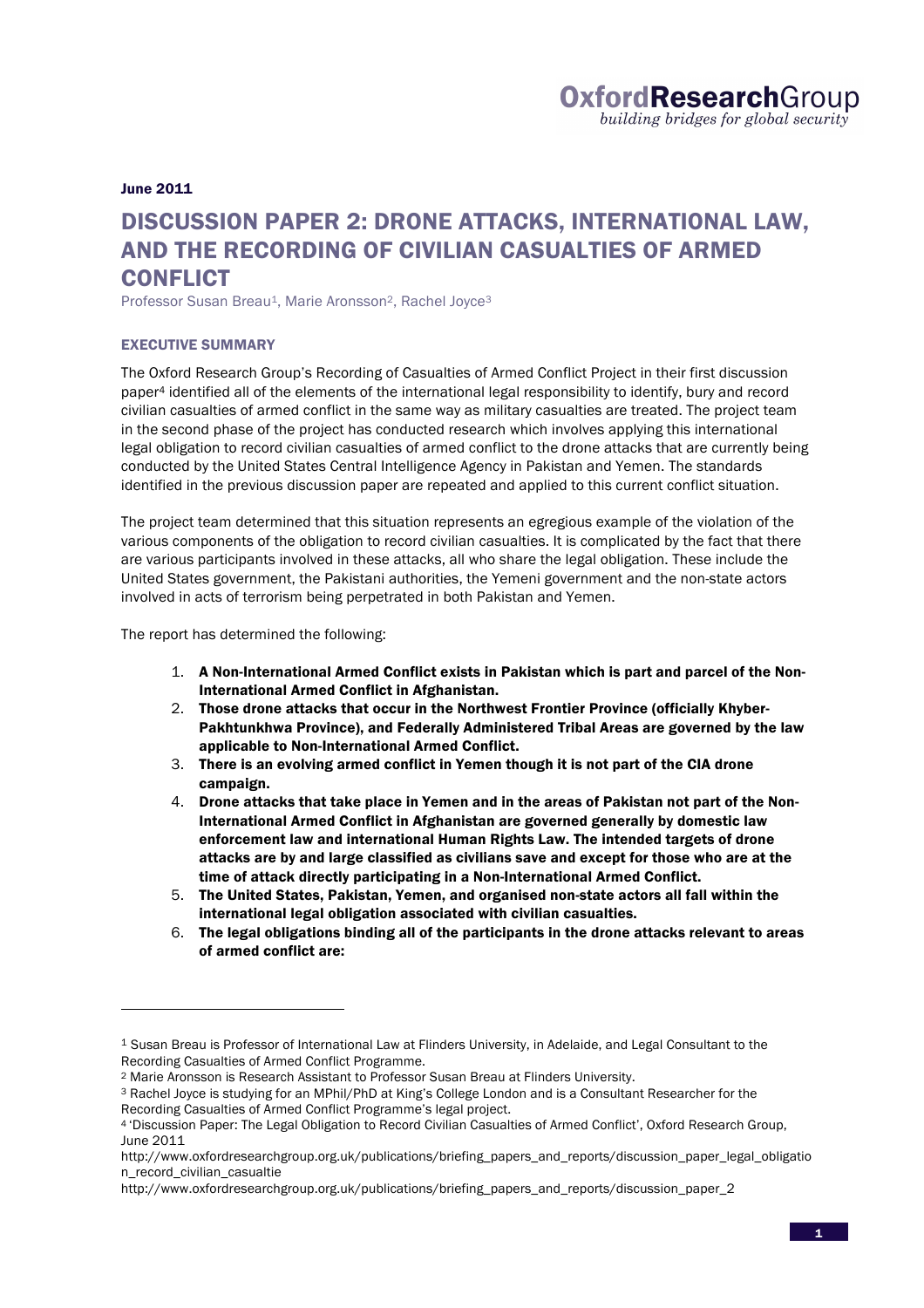**OxfordResearchGroup**
*building bridges for global security*

**June 2011**

# DISCUSSION PAPER 2: DRONE ATTACKS, INTERNATIONAL LAW, AND THE RECORDING OF CIVILIAN CASUALTIES OF ARMED CONFLICT

Professor Susan Breau[1], Marie Aronsson[2], Rachel Joyce[3]

## EXECUTIVE SUMMARY

The Oxford Research Group's Recording of Casualties of Armed Conflict Project in their first discussion paper[4] identified all of the elements of the international legal responsibility to identify, bury and record civilian casualties of armed conflict in the same way as military casualties are treated. The project team in the second phase of the project has conducted research which involves applying this international legal obligation to record civilian casualties of armed conflict to the drone attacks that are currently being conducted by the United States Central Intelligence Agency in Pakistan and Yemen. The standards identified in the previous discussion paper are repeated and applied to this current conflict situation.

The project team determined that this situation represents an egregious example of the violation of the various components of the obligation to record civilian casualties. It is complicated by the fact that there are various participants involved in these attacks, all who share the legal obligation. These include the United States government, the Pakistani authorities, the Yemeni government and the non-state actors involved in acts of terrorism being perpetrated in both Pakistan and Yemen.

The report has determined the following:

1. **A Non-International Armed Conflict exists in Pakistan which is part and parcel of the Non-International Armed Conflict in Afghanistan.**
2. **Those drone attacks that occur in the Northwest Frontier Province (officially Khyber-Pakhtunkhwa Province), and Federally Administered Tribal Areas are governed by the law applicable to Non-International Armed Conflict.**
3. **There is an evolving armed conflict in Yemen though it is not part of the CIA drone campaign.**
4. **Drone attacks that take place in Yemen and in the areas of Pakistan not part of the Non-International Armed Conflict in Afghanistan are governed generally by domestic law enforcement law and international Human Rights Law. The intended targets of drone attacks are by and large classified as civilians save and except for those who are at the time of attack directly participating in a Non-International Armed Conflict.**
5. **The United States, Pakistan, Yemen, and organised non-state actors all fall within the international legal obligation associated with civilian casualties.**
6. **The legal obligations binding all of the participants in the drone attacks relevant to areas of armed conflict are:**

---

[1] Susan Breau is Professor of International Law at Flinders University, in Adelaide, and Legal Consultant to the Recording Casualties of Armed Conflict Programme.

[2] Marie Aronsson is Research Assistant to Professor Susan Breau at Flinders University.

[3] Rachel Joyce is studying for an MPhil/PhD at King's College London and is a Consultant Researcher for the Recording Casualties of Armed Conflict Programme's legal project.

[4] 'Discussion Paper: The Legal Obligation to Record Civilian Casualties of Armed Conflict', Oxford Research Group, June 2011
http://www.oxfordresearchgroup.org.uk/publications/briefing_papers_and_reports/discussion_paper_legal_obligation_record_civilian_casualtie
http://www.oxfordresearchgroup.org.uk/publications/briefing_papers_and_reports/discussion_paper_2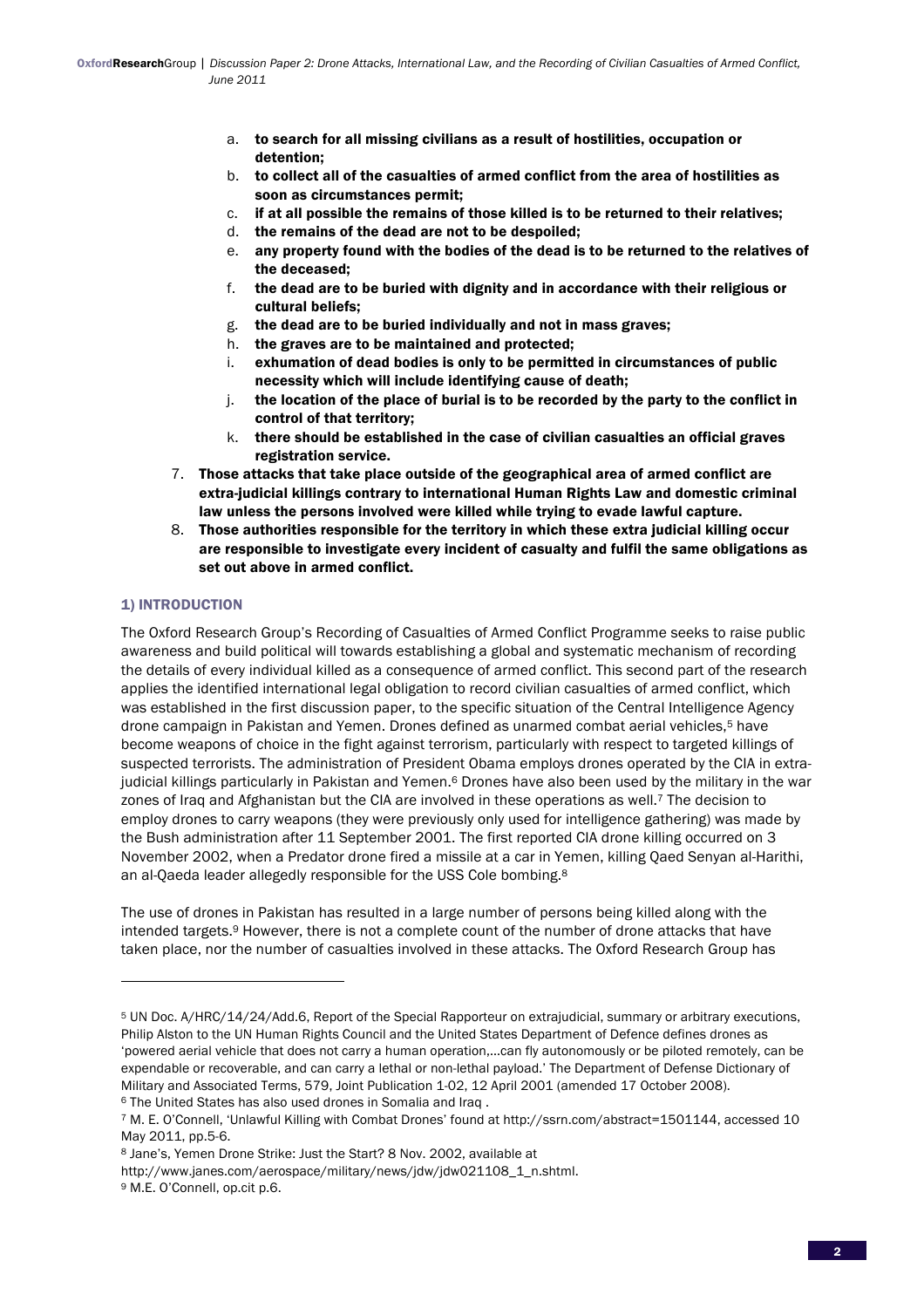a. **to search for all missing civilians as a result of hostilities, occupation or detention;**
   b. **to collect all of the casualties of armed conflict from the area of hostilities as soon as circumstances permit;**
   c. **if at all possible the remains of those killed is to be returned to their relatives;**
   d. **the remains of the dead are not to be despoiled;**
   e. **any property found with the bodies of the dead is to be returned to the relatives of the deceased;**
   f. **the dead are to be buried with dignity and in accordance with their religious or cultural beliefs;**
   g. **the dead are to be buried individually and not in mass graves;**
   h. **the graves are to be maintained and protected;**
   i. **exhumation of dead bodies is only to be permitted in circumstances of public necessity which will include identifying cause of death;**
   j. **the location of the place of burial is to be recorded by the party to the conflict in control of that territory;**
   k. **there should be established in the case of civilian casualties an official graves registration service.**

7. **Those attacks that take place outside of the geographical area of armed conflict are extra-judicial killings contrary to international Human Rights Law and domestic criminal law unless the persons involved were killed while trying to evade lawful capture.**
8. **Those authorities responsible for the territory in which these extra judicial killing occur are responsible to investigate every incident of casualty and fulfil the same obligations as set out above in armed conflict.**

## 1) INTRODUCTION

The Oxford Research Group's Recording of Casualties of Armed Conflict Programme seeks to raise public awareness and build political will towards establishing a global and systematic mechanism of recording the details of every individual killed as a consequence of armed conflict. This second part of the research applies the identified international legal obligation to record civilian casualties of armed conflict, which was established in the first discussion paper, to the specific situation of the Central Intelligence Agency drone campaign in Pakistan and Yemen. Drones defined as unarmed combat aerial vehicles,[5] have become weapons of choice in the fight against terrorism, particularly with respect to targeted killings of suspected terrorists. The administration of President Obama employs drones operated by the CIA in extra-judicial killings particularly in Pakistan and Yemen.[6] Drones have also been used by the military in the war zones of Iraq and Afghanistan but the CIA are involved in these operations as well.[7] The decision to employ drones to carry weapons (they were previously only used for intelligence gathering) was made by the Bush administration after 11 September 2001. The first reported CIA drone killing occurred on 3 November 2002, when a Predator drone fired a missile at a car in Yemen, killing Qaed Senyan al-Harithi, an al-Qaeda leader allegedly responsible for the USS Cole bombing.[8]

The use of drones in Pakistan has resulted in a large number of persons being killed along with the intended targets.[9] However, there is not a complete count of the number of drone attacks that have taken place, nor the number of casualties involved in these attacks. The Oxford Research Group has

---

[5] UN Doc. A/HRC/14/24/Add.6, Report of the Special Rapporteur on extrajudicial, summary or arbitrary executions, Philip Alston to the UN Human Rights Council and the United States Department of Defence defines drones as 'powered aerial vehicle that does not carry a human operation,...can fly autonomously or be piloted remotely, can be expendable or recoverable, and can carry a lethal or non-lethal payload.' The Department of Defense Dictionary of Military and Associated Terms, 579, Joint Publication 1-02, 12 April 2001 (amended 17 October 2008).

[6] The United States has also used drones in Somalia and Iraq .

[7] M. E. O'Connell, 'Unlawful Killing with Combat Drones' found at http://ssrn.com/abstract=1501144, accessed 10 May 2011, pp.5-6.

[8] Jane's, Yemen Drone Strike: Just the Start? 8 Nov. 2002, available at http://www.janes.com/aerospace/military/news/jdw/jdw021108_1_n.shtml.

[9] M.E. O'Connell, op.cit p.6.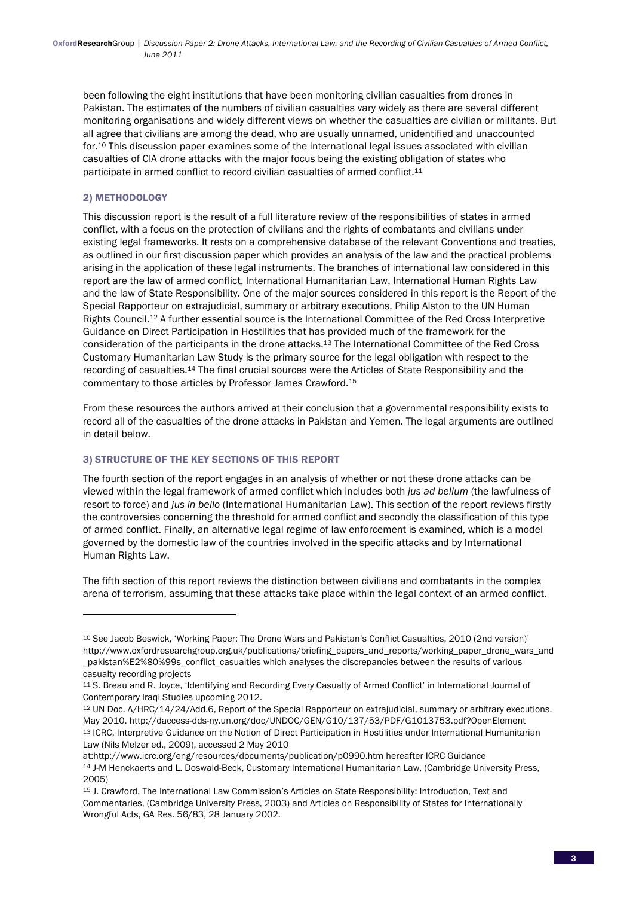been following the eight institutions that have been monitoring civilian casualties from drones in Pakistan. The estimates of the numbers of civilian casualties vary widely as there are several different monitoring organisations and widely different views on whether the casualties are civilian or militants. But all agree that civilians are among the dead, who are usually unnamed, unidentified and unaccounted for.[10] This discussion paper examines some of the international legal issues associated with civilian casualties of CIA drone attacks with the major focus being the existing obligation of states who participate in armed conflict to record civilian casualties of armed conflict.[11]

## 2) METHODOLOGY

This discussion report is the result of a full literature review of the responsibilities of states in armed conflict, with a focus on the protection of civilians and the rights of combatants and civilians under existing legal frameworks. It rests on a comprehensive database of the relevant Conventions and treaties, as outlined in our first discussion paper which provides an analysis of the law and the practical problems arising in the application of these legal instruments. The branches of international law considered in this report are the law of armed conflict, International Humanitarian Law, International Human Rights Law and the law of State Responsibility. One of the major sources considered in this report is the Report of the Special Rapporteur on extrajudicial, summary or arbitrary executions, Philip Alston to the UN Human Rights Council.[12] A further essential source is the International Committee of the Red Cross Interpretive Guidance on Direct Participation in Hostilities that has provided much of the framework for the consideration of the participants in the drone attacks.[13] The International Committee of the Red Cross Customary Humanitarian Law Study is the primary source for the legal obligation with respect to the recording of casualties.[14] The final crucial sources were the Articles of State Responsibility and the commentary to those articles by Professor James Crawford.[15]

From these resources the authors arrived at their conclusion that a governmental responsibility exists to record all of the casualties of the drone attacks in Pakistan and Yemen. The legal arguments are outlined in detail below.

## 3) STRUCTURE OF THE KEY SECTIONS OF THIS REPORT

The fourth section of the report engages in an analysis of whether or not these drone attacks can be viewed within the legal framework of armed conflict which includes both *jus ad bellum* (the lawfulness of resort to force) and *jus in bello* (International Humanitarian Law). This section of the report reviews firstly the controversies concerning the threshold for armed conflict and secondly the classification of this type of armed conflict. Finally, an alternative legal regime of law enforcement is examined, which is a model governed by the domestic law of the countries involved in the specific attacks and by International Human Rights Law.

The fifth section of this report reviews the distinction between civilians and combatants in the complex arena of terrorism, assuming that these attacks take place within the legal context of an armed conflict.

---

[10] See Jacob Beswick, 'Working Paper: The Drone Wars and Pakistan's Conflict Casualties, 2010 (2nd version)' http://www.oxfordresearchgroup.org.uk/publications/briefing_papers_and_reports/working_paper_drone_wars_and_pakistan%E2%80%99s_conflict_casualties which analyses the discrepancies between the results of various casualty recording projects

[11] S. Breau and R. Joyce, 'Identifying and Recording Every Casualty of Armed Conflict' in International Journal of Contemporary Iraqi Studies upcoming 2012.

[12] UN Doc. A/HRC/14/24/Add.6, Report of the Special Rapporteur on extrajudicial, summary or arbitrary executions. May 2010. http://daccess-dds-ny.un.org/doc/UNDOC/GEN/G10/137/53/PDF/G1013753.pdf?OpenElement

[13] ICRC, Interpretive Guidance on the Notion of Direct Participation in Hostilities under International Humanitarian Law (Nils Melzer ed., 2009), accessed 2 May 2010 at:http://www.icrc.org/eng/resources/documents/publication/p0990.htm hereafter ICRC Guidance

[14] J-M Henckaerts and L. Doswald-Beck, Customary International Humanitarian Law, (Cambridge University Press, 2005)

[15] J. Crawford, The International Law Commission's Articles on State Responsibility: Introduction, Text and Commentaries, (Cambridge University Press, 2003) and Articles on Responsibility of States for Internationally Wrongful Acts, GA Res. 56/83, 28 January 2002.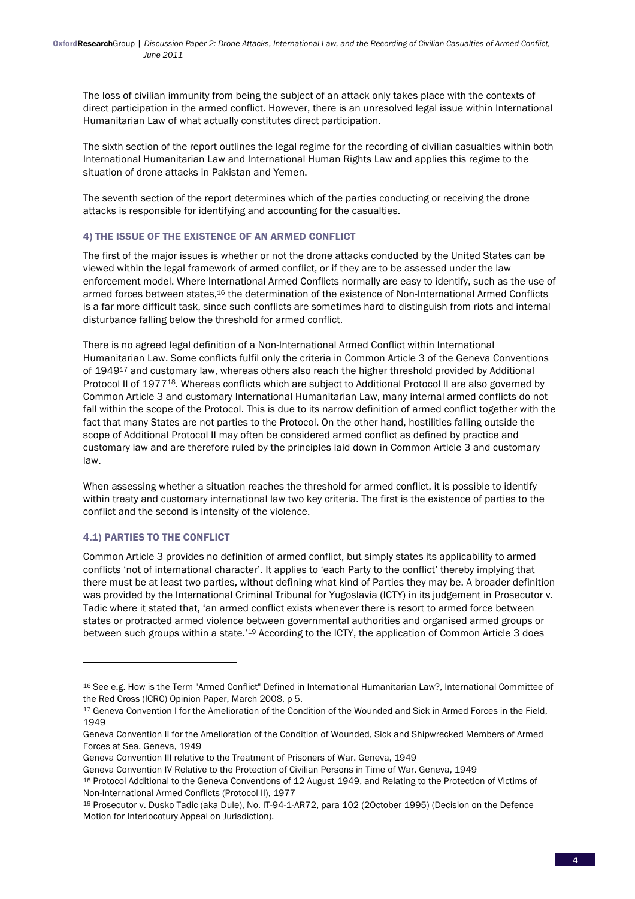The loss of civilian immunity from being the subject of an attack only takes place with the contexts of direct participation in the armed conflict. However, there is an unresolved legal issue within International Humanitarian Law of what actually constitutes direct participation.

The sixth section of the report outlines the legal regime for the recording of civilian casualties within both International Humanitarian Law and International Human Rights Law and applies this regime to the situation of drone attacks in Pakistan and Yemen.

The seventh section of the report determines which of the parties conducting or receiving the drone attacks is responsible for identifying and accounting for the casualties.

## 4) THE ISSUE OF THE EXISTENCE OF AN ARMED CONFLICT

The first of the major issues is whether or not the drone attacks conducted by the United States can be viewed within the legal framework of armed conflict, or if they are to be assessed under the law enforcement model. Where International Armed Conflicts normally are easy to identify, such as the use of armed forces between states,[16] the determination of the existence of Non-International Armed Conflicts is a far more difficult task, since such conflicts are sometimes hard to distinguish from riots and internal disturbance falling below the threshold for armed conflict.

There is no agreed legal definition of a Non-International Armed Conflict within International Humanitarian Law. Some conflicts fulfil only the criteria in Common Article 3 of the Geneva Conventions of 1949[17] and customary law, whereas others also reach the higher threshold provided by Additional Protocol II of 1977[18]. Whereas conflicts which are subject to Additional Protocol II are also governed by Common Article 3 and customary International Humanitarian Law, many internal armed conflicts do not fall within the scope of the Protocol. This is due to its narrow definition of armed conflict together with the fact that many States are not parties to the Protocol. On the other hand, hostilities falling outside the scope of Additional Protocol II may often be considered armed conflict as defined by practice and customary law and are therefore ruled by the principles laid down in Common Article 3 and customary law.

When assessing whether a situation reaches the threshold for armed conflict, it is possible to identify within treaty and customary international law two key criteria. The first is the existence of parties to the conflict and the second is intensity of the violence.

### 4.1) PARTIES TO THE CONFLICT

Common Article 3 provides no definition of armed conflict, but simply states its applicability to armed conflicts 'not of international character'. It applies to 'each Party to the conflict' thereby implying that there must be at least two parties, without defining what kind of Parties they may be. A broader definition was provided by the International Criminal Tribunal for Yugoslavia (ICTY) in its judgement in Prosecutor v. Tadic where it stated that, 'an armed conflict exists whenever there is resort to armed force between states or protracted armed violence between governmental authorities and organised armed groups or between such groups within a state.'[19] According to the ICTY, the application of Common Article 3 does

---

[16] See e.g. How is the Term "Armed Conflict" Defined in International Humanitarian Law?, International Committee of the Red Cross (ICRC) Opinion Paper, March 2008, p 5.

[17] Geneva Convention I for the Amelioration of the Condition of the Wounded and Sick in Armed Forces in the Field, 1949

Geneva Convention II for the Amelioration of the Condition of Wounded, Sick and Shipwrecked Members of Armed Forces at Sea. Geneva, 1949

Geneva Convention III relative to the Treatment of Prisoners of War. Geneva, 1949

Geneva Convention IV Relative to the Protection of Civilian Persons in Time of War. Geneva, 1949

[18] Protocol Additional to the Geneva Conventions of 12 August 1949, and Relating to the Protection of Victims of Non-International Armed Conflicts (Protocol II), 1977

[19] Prosecutor v. Dusko Tadic (aka Dule), No. IT-94-1-AR72, para 102 (2October 1995) (Decision on the Defence Motion for Interlocotury Appeal on Jurisdiction).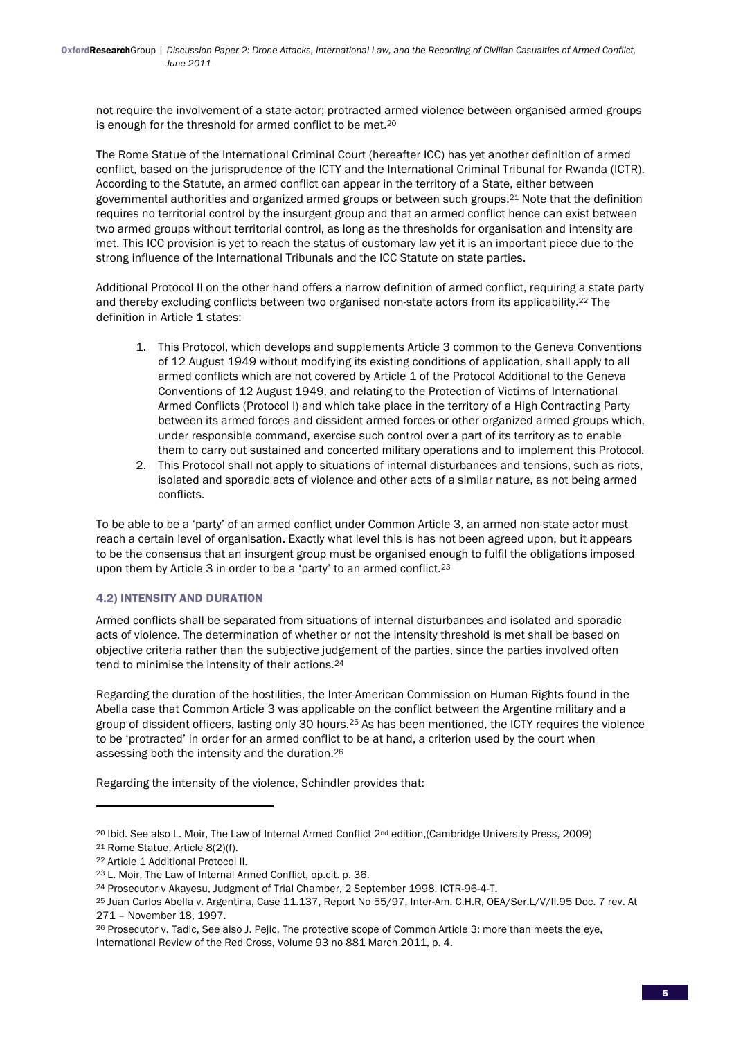not require the involvement of a state actor; protracted armed violence between organised armed groups is enough for the threshold for armed conflict to be met.[20]

The Rome Statue of the International Criminal Court (hereafter ICC) has yet another definition of armed conflict, based on the jurisprudence of the ICTY and the International Criminal Tribunal for Rwanda (ICTR). According to the Statute, an armed conflict can appear in the territory of a State, either between governmental authorities and organized armed groups or between such groups.[21] Note that the definition requires no territorial control by the insurgent group and that an armed conflict hence can exist between two armed groups without territorial control, as long as the thresholds for organisation and intensity are met. This ICC provision is yet to reach the status of customary law yet it is an important piece due to the strong influence of the International Tribunals and the ICC Statute on state parties.

Additional Protocol II on the other hand offers a narrow definition of armed conflict, requiring a state party and thereby excluding conflicts between two organised non-state actors from its applicability.[22] The definition in Article 1 states:

1. This Protocol, which develops and supplements Article 3 common to the Geneva Conventions of 12 August 1949 without modifying its existing conditions of application, shall apply to all armed conflicts which are not covered by Article 1 of the Protocol Additional to the Geneva Conventions of 12 August 1949, and relating to the Protection of Victims of International Armed Conflicts (Protocol I) and which take place in the territory of a High Contracting Party between its armed forces and dissident armed forces or other organized armed groups which, under responsible command, exercise such control over a part of its territory as to enable them to carry out sustained and concerted military operations and to implement this Protocol.
2. This Protocol shall not apply to situations of internal disturbances and tensions, such as riots, isolated and sporadic acts of violence and other acts of a similar nature, as not being armed conflicts.

To be able to be a 'party' of an armed conflict under Common Article 3, an armed non-state actor must reach a certain level of organisation. Exactly what level this is has not been agreed upon, but it appears to be the consensus that an insurgent group must be organised enough to fulfil the obligations imposed upon them by Article 3 in order to be a 'party' to an armed conflict.[23]

### 4.2) INTENSITY AND DURATION

Armed conflicts shall be separated from situations of internal disturbances and isolated and sporadic acts of violence. The determination of whether or not the intensity threshold is met shall be based on objective criteria rather than the subjective judgement of the parties, since the parties involved often tend to minimise the intensity of their actions.[24]

Regarding the duration of the hostilities, the Inter-American Commission on Human Rights found in the Abella case that Common Article 3 was applicable on the conflict between the Argentine military and a group of dissident officers, lasting only 30 hours.[25] As has been mentioned, the ICTY requires the violence to be 'protracted' in order for an armed conflict to be at hand, a criterion used by the court when assessing both the intensity and the duration.[26]

Regarding the intensity of the violence, Schindler provides that:

---

[20] Ibid. See also L. Moir, The Law of Internal Armed Conflict 2nd edition,(Cambridge University Press, 2009)

[21] Rome Statue, Article 8(2)(f).

[22] Article 1 Additional Protocol II.

[23] L. Moir, The Law of Internal Armed Conflict, op.cit. p. 36.

[24] Prosecutor v Akayesu, Judgment of Trial Chamber, 2 September 1998, ICTR-96-4-T.

[25] Juan Carlos Abella v. Argentina, Case 11.137, Report No 55/97, Inter-Am. C.H.R, OEA/Ser.L/V/II.95 Doc. 7 rev. At 271 – November 18, 1997.

[26] Prosecutor v. Tadic, See also J. Pejic, The protective scope of Common Article 3: more than meets the eye, International Review of the Red Cross, Volume 93 no 881 March 2011, p. 4.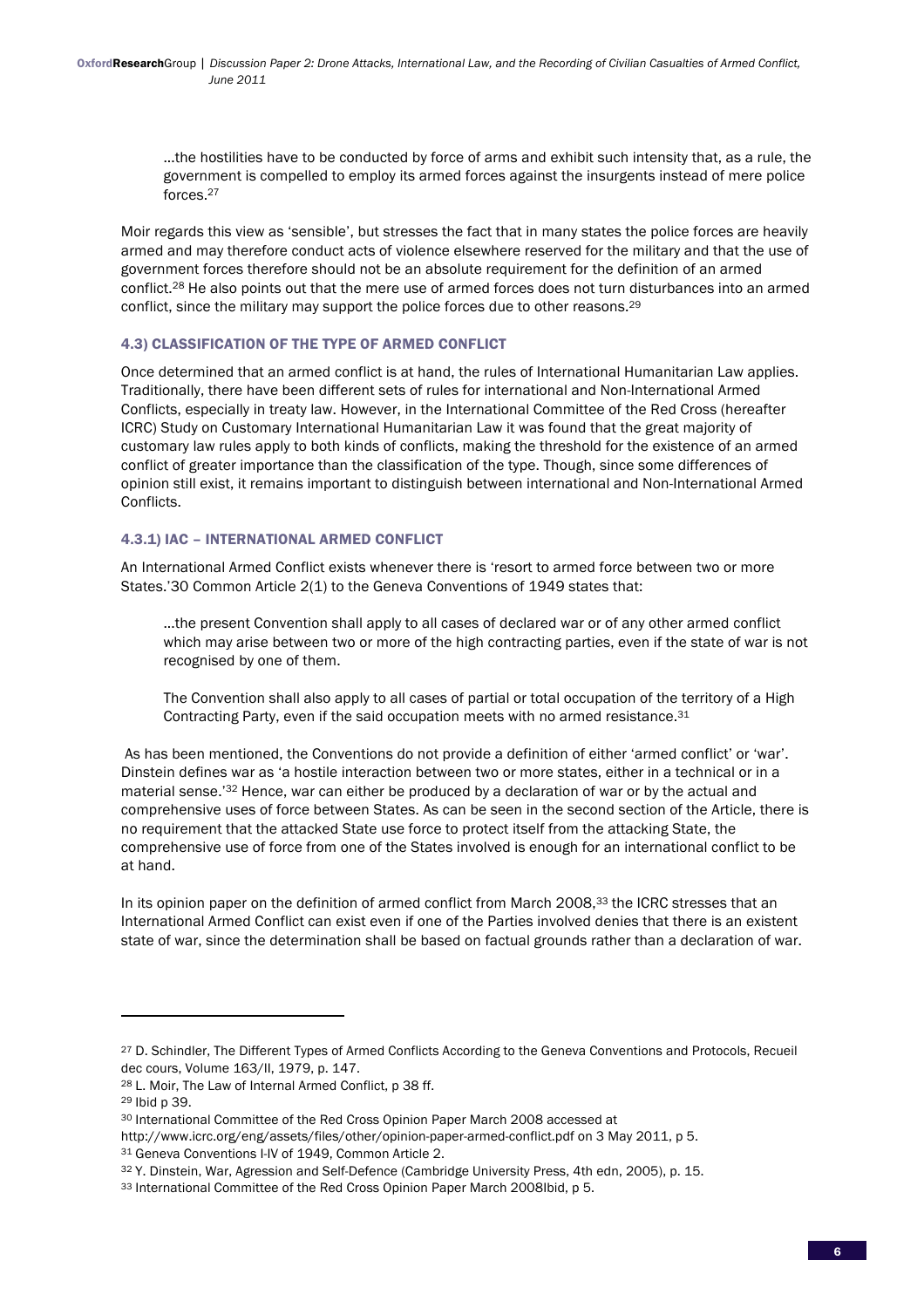> ...the hostilities have to be conducted by force of arms and exhibit such intensity that, as a rule, the government is compelled to employ its armed forces against the insurgents instead of mere police forces.[27]

Moir regards this view as 'sensible', but stresses the fact that in many states the police forces are heavily armed and may therefore conduct acts of violence elsewhere reserved for the military and that the use of government forces therefore should not be an absolute requirement for the definition of an armed conflict.[28] He also points out that the mere use of armed forces does not turn disturbances into an armed conflict, since the military may support the police forces due to other reasons.[29]

### 4.3) CLASSIFICATION OF THE TYPE OF ARMED CONFLICT

Once determined that an armed conflict is at hand, the rules of International Humanitarian Law applies. Traditionally, there have been different sets of rules for international and Non-International Armed Conflicts, especially in treaty law. However, in the International Committee of the Red Cross (hereafter ICRC) Study on Customary International Humanitarian Law it was found that the great majority of customary law rules apply to both kinds of conflicts, making the threshold for the existence of an armed conflict of greater importance than the classification of the type. Though, since some differences of opinion still exist, it remains important to distinguish between international and Non-International Armed Conflicts.

#### 4.3.1) IAC – INTERNATIONAL ARMED CONFLICT

An International Armed Conflict exists whenever there is 'resort to armed force between two or more States.'30 Common Article 2(1) to the Geneva Conventions of 1949 states that:

> ...the present Convention shall apply to all cases of declared war or of any other armed conflict which may arise between two or more of the high contracting parties, even if the state of war is not recognised by one of them.
>
> The Convention shall also apply to all cases of partial or total occupation of the territory of a High Contracting Party, even if the said occupation meets with no armed resistance.[31]

As has been mentioned, the Conventions do not provide a definition of either 'armed conflict' or 'war'. Dinstein defines war as 'a hostile interaction between two or more states, either in a technical or in a material sense.'[32] Hence, war can either be produced by a declaration of war or by the actual and comprehensive uses of force between States. As can be seen in the second section of the Article, there is no requirement that the attacked State use force to protect itself from the attacking State, the comprehensive use of force from one of the States involved is enough for an international conflict to be at hand.

In its opinion paper on the definition of armed conflict from March 2008,[33] the ICRC stresses that an International Armed Conflict can exist even if one of the Parties involved denies that there is an existent state of war, since the determination shall be based on factual grounds rather than a declaration of war.

---

[27] D. Schindler, The Different Types of Armed Conflicts According to the Geneva Conventions and Protocols, Recueil dec cours, Volume 163/II, 1979, p. 147.

[28] L. Moir, The Law of Internal Armed Conflict, p 38 ff.

[29] Ibid p 39.

[30] International Committee of the Red Cross Opinion Paper March 2008 accessed at http://www.icrc.org/eng/assets/files/other/opinion-paper-armed-conflict.pdf on 3 May 2011, p 5.

[31] Geneva Conventions I-IV of 1949, Common Article 2.

[32] Y. Dinstein, War, Agression and Self-Defence (Cambridge University Press, 4th edn, 2005), p. 15.

[33] International Committee of the Red Cross Opinion Paper March 2008Ibid, p 5.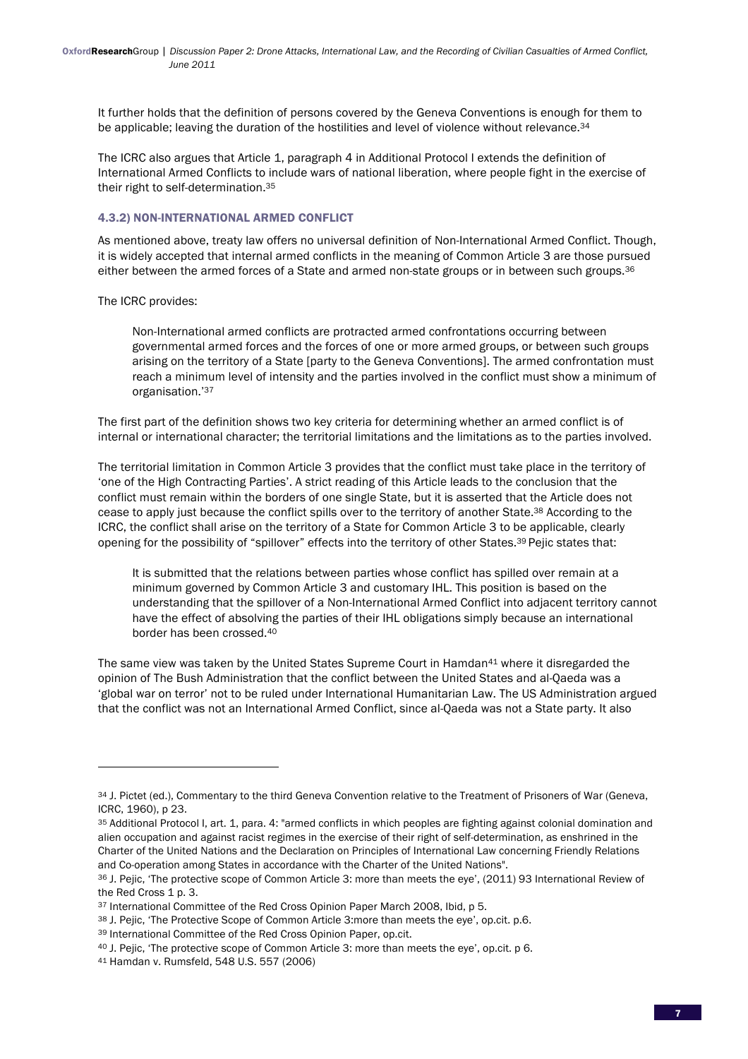It further holds that the definition of persons covered by the Geneva Conventions is enough for them to be applicable; leaving the duration of the hostilities and level of violence without relevance.[34]

The ICRC also argues that Article 1, paragraph 4 in Additional Protocol I extends the definition of International Armed Conflicts to include wars of national liberation, where people fight in the exercise of their right to self-determination.[35]

#### 4.3.2) NON-INTERNATIONAL ARMED CONFLICT

As mentioned above, treaty law offers no universal definition of Non-International Armed Conflict. Though, it is widely accepted that internal armed conflicts in the meaning of Common Article 3 are those pursued either between the armed forces of a State and armed non-state groups or in between such groups.[36]

The ICRC provides:

> Non-International armed conflicts are protracted armed confrontations occurring between governmental armed forces and the forces of one or more armed groups, or between such groups arising on the territory of a State [party to the Geneva Conventions]. The armed confrontation must reach a minimum level of intensity and the parties involved in the conflict must show a minimum of organisation.'[37]

The first part of the definition shows two key criteria for determining whether an armed conflict is of internal or international character; the territorial limitations and the limitations as to the parties involved.

The territorial limitation in Common Article 3 provides that the conflict must take place in the territory of 'one of the High Contracting Parties'. A strict reading of this Article leads to the conclusion that the conflict must remain within the borders of one single State, but it is asserted that the Article does not cease to apply just because the conflict spills over to the territory of another State.[38] According to the ICRC, the conflict shall arise on the territory of a State for Common Article 3 to be applicable, clearly opening for the possibility of "spillover" effects into the territory of other States.[39] Pejic states that:

> It is submitted that the relations between parties whose conflict has spilled over remain at a minimum governed by Common Article 3 and customary IHL. This position is based on the understanding that the spillover of a Non-International Armed Conflict into adjacent territory cannot have the effect of absolving the parties of their IHL obligations simply because an international border has been crossed.[40]

The same view was taken by the United States Supreme Court in Hamdan[41] where it disregarded the opinion of The Bush Administration that the conflict between the United States and al-Qaeda was a 'global war on terror' not to be ruled under International Humanitarian Law. The US Administration argued that the conflict was not an International Armed Conflict, since al-Qaeda was not a State party. It also

---

[34] J. Pictet (ed.), Commentary to the third Geneva Convention relative to the Treatment of Prisoners of War (Geneva, ICRC, 1960), p 23.

[35] Additional Protocol I, art. 1, para. 4: "armed conflicts in which peoples are fighting against colonial domination and alien occupation and against racist regimes in the exercise of their right of self-determination, as enshrined in the Charter of the United Nations and the Declaration on Principles of International Law concerning Friendly Relations and Co-operation among States in accordance with the Charter of the United Nations".

[36] J. Pejic, 'The protective scope of Common Article 3: more than meets the eye', (2011) 93 International Review of the Red Cross 1 p. 3.

[37] International Committee of the Red Cross Opinion Paper March 2008, Ibid, p 5.

[38] J. Pejic, 'The Protective Scope of Common Article 3:more than meets the eye', op.cit. p.6.

[39] International Committee of the Red Cross Opinion Paper, op.cit.

[40] J. Pejic, 'The protective scope of Common Article 3: more than meets the eye', op.cit. p 6.

[41] Hamdan v. Rumsfeld, 548 U.S. 557 (2006)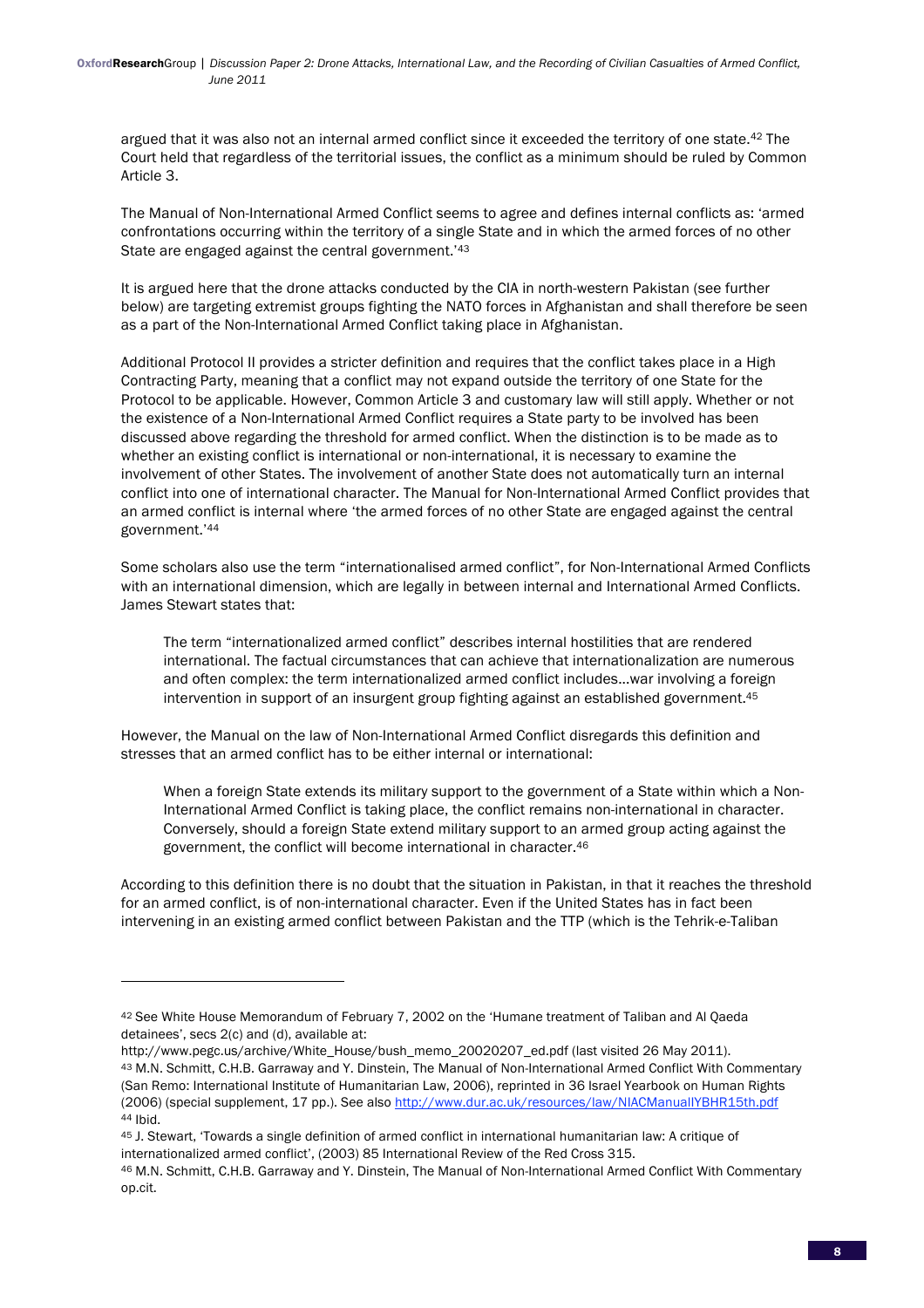argued that it was also not an internal armed conflict since it exceeded the territory of one state.[42] The Court held that regardless of the territorial issues, the conflict as a minimum should be ruled by Common Article 3.

The Manual of Non-International Armed Conflict seems to agree and defines internal conflicts as: 'armed confrontations occurring within the territory of a single State and in which the armed forces of no other State are engaged against the central government.'[43]

It is argued here that the drone attacks conducted by the CIA in north-western Pakistan (see further below) are targeting extremist groups fighting the NATO forces in Afghanistan and shall therefore be seen as a part of the Non-International Armed Conflict taking place in Afghanistan.

Additional Protocol II provides a stricter definition and requires that the conflict takes place in a High Contracting Party, meaning that a conflict may not expand outside the territory of one State for the Protocol to be applicable. However, Common Article 3 and customary law will still apply. Whether or not the existence of a Non-International Armed Conflict requires a State party to be involved has been discussed above regarding the threshold for armed conflict. When the distinction is to be made as to whether an existing conflict is international or non-international, it is necessary to examine the involvement of other States. The involvement of another State does not automatically turn an internal conflict into one of international character. The Manual for Non-International Armed Conflict provides that an armed conflict is internal where 'the armed forces of no other State are engaged against the central government.'[44]

Some scholars also use the term "internationalised armed conflict", for Non-International Armed Conflicts with an international dimension, which are legally in between internal and International Armed Conflicts. James Stewart states that:

> The term "internationalized armed conflict" describes internal hostilities that are rendered international. The factual circumstances that can achieve that internationalization are numerous and often complex: the term internationalized armed conflict includes…war involving a foreign intervention in support of an insurgent group fighting against an established government.[45]

However, the Manual on the law of Non-International Armed Conflict disregards this definition and stresses that an armed conflict has to be either internal or international:

> When a foreign State extends its military support to the government of a State within which a Non-International Armed Conflict is taking place, the conflict remains non-international in character. Conversely, should a foreign State extend military support to an armed group acting against the government, the conflict will become international in character.[46]

According to this definition there is no doubt that the situation in Pakistan, in that it reaches the threshold for an armed conflict, is of non-international character. Even if the United States has in fact been intervening in an existing armed conflict between Pakistan and the TTP (which is the Tehrik-e-Taliban

---

[42] See White House Memorandum of February 7, 2002 on the 'Humane treatment of Taliban and Al Qaeda detainees', secs 2(c) and (d), available at: http://www.pegc.us/archive/White_House/bush_memo_20020207_ed.pdf (last visited 26 May 2011).

[43] M.N. Schmitt, C.H.B. Garraway and Y. Dinstein, The Manual of Non-International Armed Conflict With Commentary (San Remo: International Institute of Humanitarian Law, 2006), reprinted in 36 Israel Yearbook on Human Rights (2006) (special supplement, 17 pp.). See also http://www.dur.ac.uk/resources/law/NIACManualIYBHR15th.pdf

[44] Ibid.

[45] J. Stewart, 'Towards a single definition of armed conflict in international humanitarian law: A critique of internationalized armed conflict', (2003) 85 International Review of the Red Cross 315.

[46] M.N. Schmitt, C.H.B. Garraway and Y. Dinstein, The Manual of Non-International Armed Conflict With Commentary op.cit.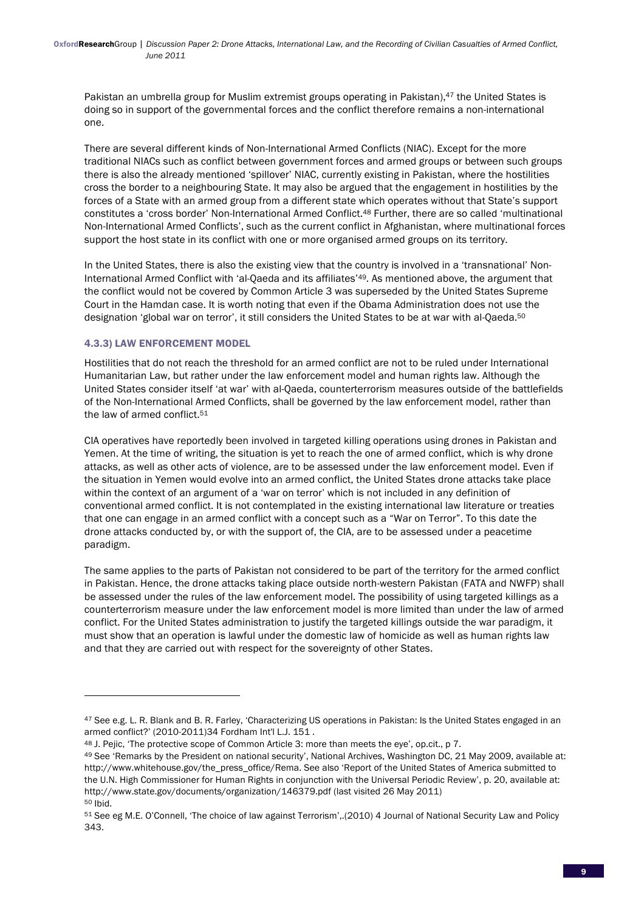Pakistan an umbrella group for Muslim extremist groups operating in Pakistan),[47] the United States is doing so in support of the governmental forces and the conflict therefore remains a non-international one.

There are several different kinds of Non-International Armed Conflicts (NIAC). Except for the more traditional NIACs such as conflict between government forces and armed groups or between such groups there is also the already mentioned 'spillover' NIAC, currently existing in Pakistan, where the hostilities cross the border to a neighbouring State. It may also be argued that the engagement in hostilities by the forces of a State with an armed group from a different state which operates without that State's support constitutes a 'cross border' Non-International Armed Conflict.[48] Further, there are so called 'multinational Non-International Armed Conflicts', such as the current conflict in Afghanistan, where multinational forces support the host state in its conflict with one or more organised armed groups on its territory.

In the United States, there is also the existing view that the country is involved in a 'transnational' Non-International Armed Conflict with 'al-Qaeda and its affiliates'[49]. As mentioned above, the argument that the conflict would not be covered by Common Article 3 was superseded by the United States Supreme Court in the Hamdan case. It is worth noting that even if the Obama Administration does not use the designation 'global war on terror', it still considers the United States to be at war with al-Qaeda.[50]

### 4.3.3) LAW ENFORCEMENT MODEL

Hostilities that do not reach the threshold for an armed conflict are not to be ruled under International Humanitarian Law, but rather under the law enforcement model and human rights law. Although the United States consider itself 'at war' with al-Qaeda, counterterrorism measures outside of the battlefields of the Non-International Armed Conflicts, shall be governed by the law enforcement model, rather than the law of armed conflict.[51]

CIA operatives have reportedly been involved in targeted killing operations using drones in Pakistan and Yemen. At the time of writing, the situation is yet to reach the one of armed conflict, which is why drone attacks, as well as other acts of violence, are to be assessed under the law enforcement model. Even if the situation in Yemen would evolve into an armed conflict, the United States drone attacks take place within the context of an argument of a 'war on terror' which is not included in any definition of conventional armed conflict. It is not contemplated in the existing international law literature or treaties that one can engage in an armed conflict with a concept such as a "War on Terror". To this date the drone attacks conducted by, or with the support of, the CIA, are to be assessed under a peacetime paradigm.

The same applies to the parts of Pakistan not considered to be part of the territory for the armed conflict in Pakistan. Hence, the drone attacks taking place outside north-western Pakistan (FATA and NWFP) shall be assessed under the rules of the law enforcement model. The possibility of using targeted killings as a counterterrorism measure under the law enforcement model is more limited than under the law of armed conflict. For the United States administration to justify the targeted killings outside the war paradigm, it must show that an operation is lawful under the domestic law of homicide as well as human rights law and that they are carried out with respect for the sovereignty of other States.

---

[47] See e.g. L. R. Blank and B. R. Farley, 'Characterizing US operations in Pakistan: Is the United States engaged in an armed conflict?' (2010-2011)34 Fordham Int'l L.J. 151 .

[48] J. Pejic, 'The protective scope of Common Article 3: more than meets the eye', op.cit., p 7.

[49] See 'Remarks by the President on national security', National Archives, Washington DC, 21 May 2009, available at: http://www.whitehouse.gov/the_press_office/Rema. See also 'Report of the United States of America submitted to the U.N. High Commissioner for Human Rights in conjunction with the Universal Periodic Review', p. 20, available at: http://www.state.gov/documents/organization/146379.pdf (last visited 26 May 2011)

[50] Ibid.

[51] See eg M.E. O'Connell, 'The choice of law against Terrorism',.(2010) 4 Journal of National Security Law and Policy 343.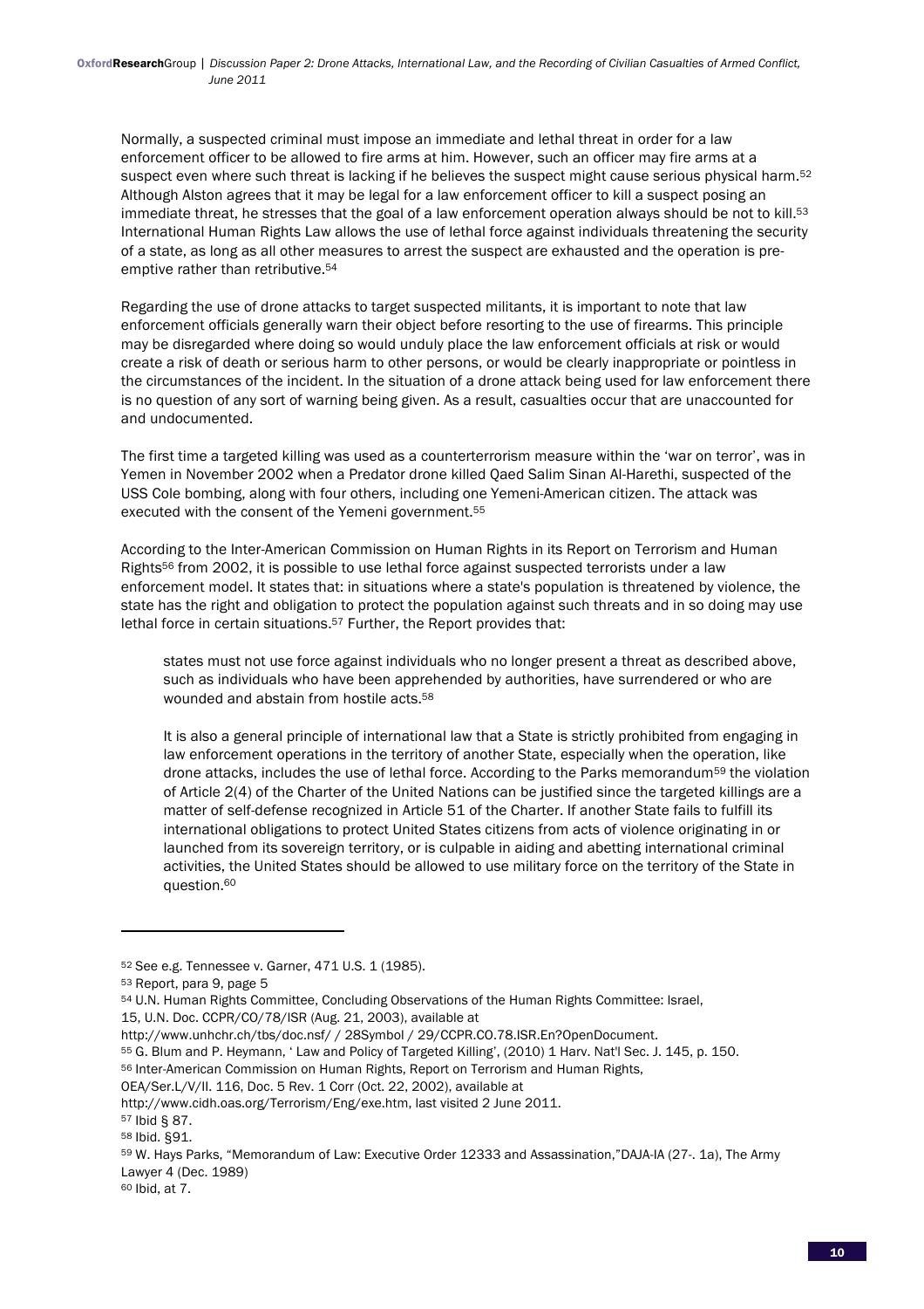Normally, a suspected criminal must impose an immediate and lethal threat in order for a law enforcement officer to be allowed to fire arms at him. However, such an officer may fire arms at a suspect even where such threat is lacking if he believes the suspect might cause serious physical harm.[52] Although Alston agrees that it may be legal for a law enforcement officer to kill a suspect posing an immediate threat, he stresses that the goal of a law enforcement operation always should be not to kill.[53] International Human Rights Law allows the use of lethal force against individuals threatening the security of a state, as long as all other measures to arrest the suspect are exhausted and the operation is pre-emptive rather than retributive.[54]

Regarding the use of drone attacks to target suspected militants, it is important to note that law enforcement officials generally warn their object before resorting to the use of firearms. This principle may be disregarded where doing so would unduly place the law enforcement officials at risk or would create a risk of death or serious harm to other persons, or would be clearly inappropriate or pointless in the circumstances of the incident. In the situation of a drone attack being used for law enforcement there is no question of any sort of warning being given. As a result, casualties occur that are unaccounted for and undocumented.

The first time a targeted killing was used as a counterterrorism measure within the 'war on terror', was in Yemen in November 2002 when a Predator drone killed Qaed Salim Sinan Al-Harethi, suspected of the USS Cole bombing, along with four others, including one Yemeni-American citizen. The attack was executed with the consent of the Yemeni government.[55]

According to the Inter-American Commission on Human Rights in its Report on Terrorism and Human Rights[56] from 2002, it is possible to use lethal force against suspected terrorists under a law enforcement model. It states that: in situations where a state's population is threatened by violence, the state has the right and obligation to protect the population against such threats and in so doing may use lethal force in certain situations.[57] Further, the Report provides that:

> states must not use force against individuals who no longer present a threat as described above, such as individuals who have been apprehended by authorities, have surrendered or who are wounded and abstain from hostile acts.[58]
>
> It is also a general principle of international law that a State is strictly prohibited from engaging in law enforcement operations in the territory of another State, especially when the operation, like drone attacks, includes the use of lethal force. According to the Parks memorandum[59] the violation of Article 2(4) of the Charter of the United Nations can be justified since the targeted killings are a matter of self-defense recognized in Article 51 of the Charter. If another State fails to fulfill its international obligations to protect United States citizens from acts of violence originating in or launched from its sovereign territory, or is culpable in aiding and abetting international criminal activities, the United States should be allowed to use military force on the territory of the State in question.[60]

---

[52] See e.g. Tennessee v. Garner, 471 U.S. 1 (1985).

[53] Report, para 9, page 5

[54] U.N. Human Rights Committee, Concluding Observations of the Human Rights Committee: Israel, 15, U.N. Doc. CCPR/CO/78/ISR (Aug. 21, 2003), available at http://www.unhchr.ch/tbs/doc.nsf/ / 28Symbol / 29/CCPR.CO.78.ISR.En?OpenDocument.

[55] G. Blum and P. Heymann, ' Law and Policy of Targeted Killing', (2010) 1 Harv. Nat'l Sec. J. 145, p. 150.

[56] Inter-American Commission on Human Rights, Report on Terrorism and Human Rights, OEA/Ser.L/V/II. 116, Doc. 5 Rev. 1 Corr (Oct. 22, 2002), available at http://www.cidh.oas.org/Terrorism/Eng/exe.htm, last visited 2 June 2011.

[57] Ibid § 87.

[58] Ibid. §91.

[59] W. Hays Parks, "Memorandum of Law: Executive Order 12333 and Assassination,"DAJA-IA (27-. 1a), The Army Lawyer 4 (Dec. 1989)

[60] Ibid, at 7.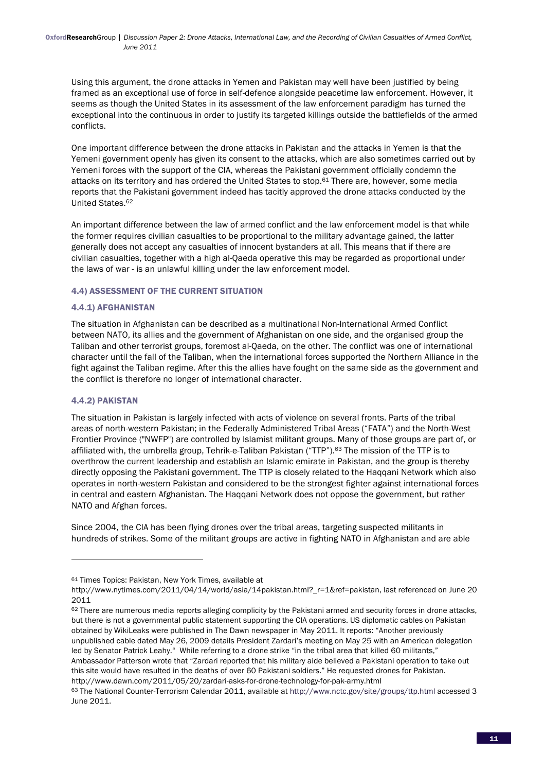Using this argument, the drone attacks in Yemen and Pakistan may well have been justified by being framed as an exceptional use of force in self-defence alongside peacetime law enforcement. However, it seems as though the United States in its assessment of the law enforcement paradigm has turned the exceptional into the continuous in order to justify its targeted killings outside the battlefields of the armed conflicts.

One important difference between the drone attacks in Pakistan and the attacks in Yemen is that the Yemeni government openly has given its consent to the attacks, which are also sometimes carried out by Yemeni forces with the support of the CIA, whereas the Pakistani government officially condemn the attacks on its territory and has ordered the United States to stop.[61] There are, however, some media reports that the Pakistani government indeed has tacitly approved the drone attacks conducted by the United States.[62]

An important difference between the law of armed conflict and the law enforcement model is that while the former requires civilian casualties to be proportional to the military advantage gained, the latter generally does not accept any casualties of innocent bystanders at all. This means that if there are civilian casualties, together with a high al-Qaeda operative this may be regarded as proportional under the laws of war - is an unlawful killing under the law enforcement model.

### 4.4) ASSESSMENT OF THE CURRENT SITUATION

#### 4.4.1) AFGHANISTAN

The situation in Afghanistan can be described as a multinational Non-International Armed Conflict between NATO, its allies and the government of Afghanistan on one side, and the organised group the Taliban and other terrorist groups, foremost al-Qaeda, on the other. The conflict was one of international character until the fall of the Taliban, when the international forces supported the Northern Alliance in the fight against the Taliban regime. After this the allies have fought on the same side as the government and the conflict is therefore no longer of international character.

#### 4.4.2) PAKISTAN

The situation in Pakistan is largely infected with acts of violence on several fronts. Parts of the tribal areas of north-western Pakistan; in the Federally Administered Tribal Areas ("FATA") and the North-West Frontier Province ("NWFP") are controlled by Islamist militant groups. Many of those groups are part of, or affiliated with, the umbrella group, Tehrik-e-Taliban Pakistan ("TTP").[63] The mission of the TTP is to overthrow the current leadership and establish an Islamic emirate in Pakistan, and the group is thereby directly opposing the Pakistani government. The TTP is closely related to the Haqqani Network which also operates in north-western Pakistan and considered to be the strongest fighter against international forces in central and eastern Afghanistan. The Haqqani Network does not oppose the government, but rather NATO and Afghan forces.

Since 2004, the CIA has been flying drones over the tribal areas, targeting suspected militants in hundreds of strikes. Some of the militant groups are active in fighting NATO in Afghanistan and are able

---

[61] Times Topics: Pakistan, New York Times, available at http://www.nytimes.com/2011/04/14/world/asia/14pakistan.html?_r=1&ref=pakistan, last referenced on June 20 2011

[62] There are numerous media reports alleging complicity by the Pakistani armed and security forces in drone attacks, but there is not a governmental public statement supporting the CIA operations. US diplomatic cables on Pakistan obtained by WikiLeaks were published in The Dawn newspaper in May 2011. It reports: "Another previously unpublished cable dated May 26, 2009 details President Zardari's meeting on May 25 with an American delegation led by Senator Patrick Leahy." While referring to a drone strike "in the tribal area that killed 60 militants," Ambassador Patterson wrote that "Zardari reported that his military aide believed a Pakistani operation to take out this site would have resulted in the deaths of over 60 Pakistani soldiers." He requested drones for Pakistan. http://www.dawn.com/2011/05/20/zardari-asks-for-drone-technology-for-pak-army.html

[63] The National Counter-Terrorism Calendar 2011, available at http://www.nctc.gov/site/groups/ttp.html accessed 3 June 2011.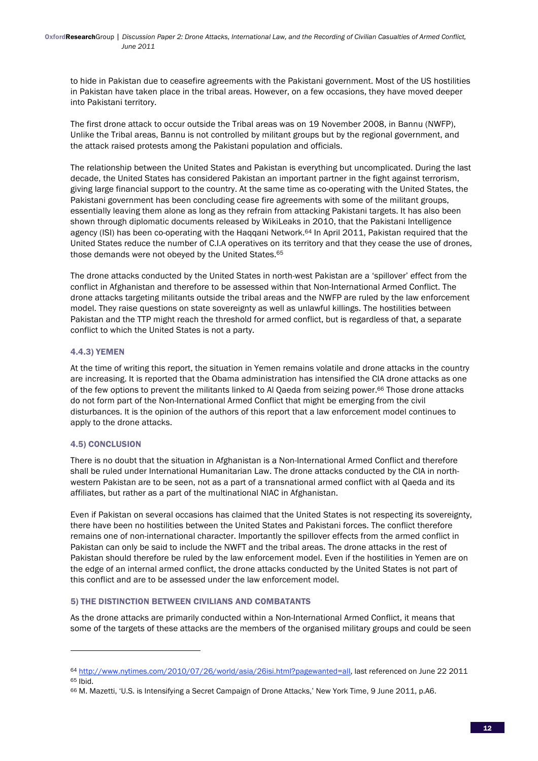to hide in Pakistan due to ceasefire agreements with the Pakistani government. Most of the US hostilities in Pakistan have taken place in the tribal areas. However, on a few occasions, they have moved deeper into Pakistani territory.

The first drone attack to occur outside the Tribal areas was on 19 November 2008, in Bannu (NWFP), Unlike the Tribal areas, Bannu is not controlled by militant groups but by the regional government, and the attack raised protests among the Pakistani population and officials.

The relationship between the United States and Pakistan is everything but uncomplicated. During the last decade, the United States has considered Pakistan an important partner in the fight against terrorism, giving large financial support to the country. At the same time as co-operating with the United States, the Pakistani government has been concluding cease fire agreements with some of the militant groups, essentially leaving them alone as long as they refrain from attacking Pakistani targets. It has also been shown through diplomatic documents released by WikiLeaks in 2010, that the Pakistani Intelligence agency (ISI) has been co-operating with the Haqqani Network.[64] In April 2011, Pakistan required that the United States reduce the number of C.I.A operatives on its territory and that they cease the use of drones, those demands were not obeyed by the United States.[65]

The drone attacks conducted by the United States in north-west Pakistan are a 'spillover' effect from the conflict in Afghanistan and therefore to be assessed within that Non-International Armed Conflict. The drone attacks targeting militants outside the tribal areas and the NWFP are ruled by the law enforcement model. They raise questions on state sovereignty as well as unlawful killings. The hostilities between Pakistan and the TTP might reach the threshold for armed conflict, but is regardless of that, a separate conflict to which the United States is not a party.

### 4.4.3) YEMEN

At the time of writing this report, the situation in Yemen remains volatile and drone attacks in the country are increasing. It is reported that the Obama administration has intensified the CIA drone attacks as one of the few options to prevent the militants linked to Al Qaeda from seizing power.[66] Those drone attacks do not form part of the Non-International Armed Conflict that might be emerging from the civil disturbances. It is the opinion of the authors of this report that a law enforcement model continues to apply to the drone attacks.

### 4.5) CONCLUSION

There is no doubt that the situation in Afghanistan is a Non-International Armed Conflict and therefore shall be ruled under International Humanitarian Law. The drone attacks conducted by the CIA in north-western Pakistan are to be seen, not as a part of a transnational armed conflict with al Qaeda and its affiliates, but rather as a part of the multinational NIAC in Afghanistan.

Even if Pakistan on several occasions has claimed that the United States is not respecting its sovereignty, there have been no hostilities between the United States and Pakistani forces. The conflict therefore remains one of non-international character. Importantly the spillover effects from the armed conflict in Pakistan can only be said to include the NWFT and the tribal areas. The drone attacks in the rest of Pakistan should therefore be ruled by the law enforcement model. Even if the hostilities in Yemen are on the edge of an internal armed conflict, the drone attacks conducted by the United States is not part of this conflict and are to be assessed under the law enforcement model.

## 5) THE DISTINCTION BETWEEN CIVILIANS AND COMBATANTS

As the drone attacks are primarily conducted within a Non-International Armed Conflict, it means that some of the targets of these attacks are the members of the organised military groups and could be seen

---

[64] http://www.nytimes.com/2010/07/26/world/asia/26isi.html?pagewanted=all, last referenced on June 22 2011

[65] Ibid.

[66] M. Mazetti, 'U.S. is Intensifying a Secret Campaign of Drone Attacks,' New York Time, 9 June 2011, p.A6.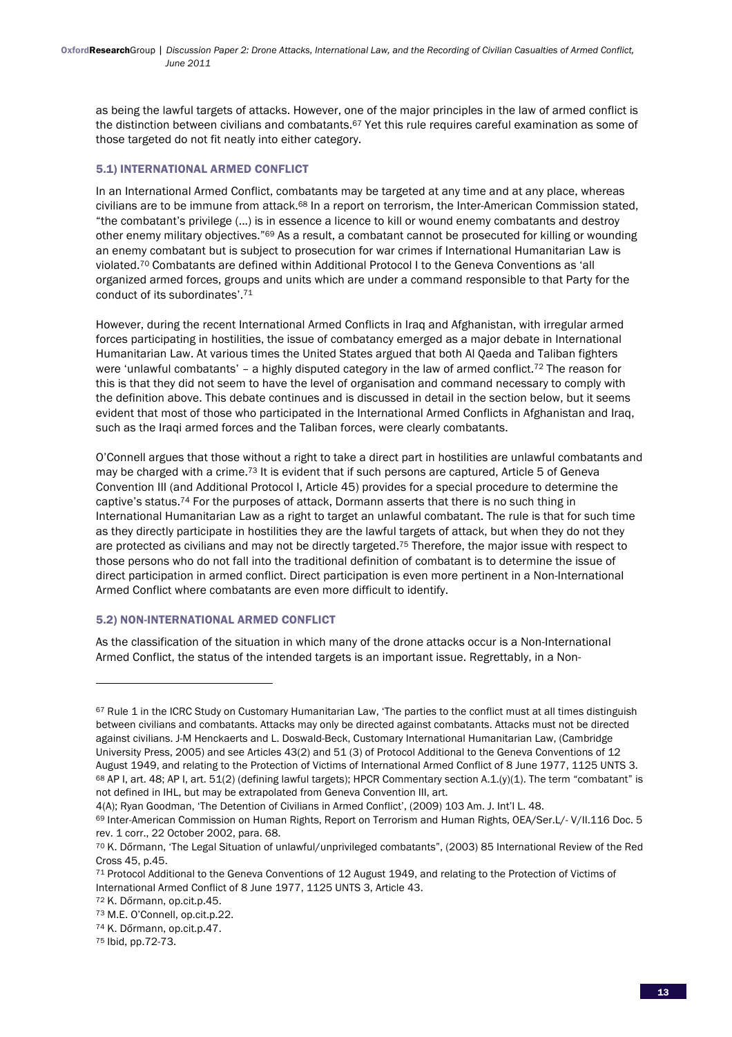as being the lawful targets of attacks. However, one of the major principles in the law of armed conflict is the distinction between civilians and combatants.[67] Yet this rule requires careful examination as some of those targeted do not fit neatly into either category.

### 5.1) INTERNATIONAL ARMED CONFLICT

In an International Armed Conflict, combatants may be targeted at any time and at any place, whereas civilians are to be immune from attack.[68] In a report on terrorism, the Inter-American Commission stated, "the combatant's privilege (…) is in essence a licence to kill or wound enemy combatants and destroy other enemy military objectives."[69] As a result, a combatant cannot be prosecuted for killing or wounding an enemy combatant but is subject to prosecution for war crimes if International Humanitarian Law is violated.[70] Combatants are defined within Additional Protocol I to the Geneva Conventions as 'all organized armed forces, groups and units which are under a command responsible to that Party for the conduct of its subordinates'.[71]

However, during the recent International Armed Conflicts in Iraq and Afghanistan, with irregular armed forces participating in hostilities, the issue of combatancy emerged as a major debate in International Humanitarian Law. At various times the United States argued that both Al Qaeda and Taliban fighters were 'unlawful combatants' – a highly disputed category in the law of armed conflict.[72] The reason for this is that they did not seem to have the level of organisation and command necessary to comply with the definition above. This debate continues and is discussed in detail in the section below, but it seems evident that most of those who participated in the International Armed Conflicts in Afghanistan and Iraq, such as the Iraqi armed forces and the Taliban forces, were clearly combatants.

O'Connell argues that those without a right to take a direct part in hostilities are unlawful combatants and may be charged with a crime.[73] It is evident that if such persons are captured, Article 5 of Geneva Convention III (and Additional Protocol I, Article 45) provides for a special procedure to determine the captive's status.[74] For the purposes of attack, Dormann asserts that there is no such thing in International Humanitarian Law as a right to target an unlawful combatant. The rule is that for such time as they directly participate in hostilities they are the lawful targets of attack, but when they do not they are protected as civilians and may not be directly targeted.[75] Therefore, the major issue with respect to those persons who do not fall into the traditional definition of combatant is to determine the issue of direct participation in armed conflict. Direct participation is even more pertinent in a Non-International Armed Conflict where combatants are even more difficult to identify.

### 5.2) NON-INTERNATIONAL ARMED CONFLICT

As the classification of the situation in which many of the drone attacks occur is a Non-International Armed Conflict, the status of the intended targets is an important issue. Regrettably, in a Non-

---

[67] Rule 1 in the ICRC Study on Customary Humanitarian Law, 'The parties to the conflict must at all times distinguish between civilians and combatants. Attacks may only be directed against combatants. Attacks must not be directed against civilians. J-M Henckaerts and L. Doswald-Beck, Customary International Humanitarian Law, (Cambridge University Press, 2005) and see Articles 43(2) and 51 (3) of Protocol Additional to the Geneva Conventions of 12 August 1949, and relating to the Protection of Victims of International Armed Conflict of 8 June 1977, 1125 UNTS 3.

[68] AP I, art. 48; AP I, art. 51(2) (defining lawful targets); HPCR Commentary section A.1.(y)(1). The term "combatant" is not defined in IHL, but may be extrapolated from Geneva Convention III, art. 4(A); Ryan Goodman, 'The Detention of Civilians in Armed Conflict', (2009) 103 Am. J. Int'l L. 48.

[69] Inter-American Commission on Human Rights, Report on Terrorism and Human Rights, OEA/Ser.L/- V/II.116 Doc. 5 rev. 1 corr., 22 October 2002, para. 68.

[70] K. Dőrmann, 'The Legal Situation of unlawful/unprivileged combatants", (2003) 85 International Review of the Red Cross 45, p.45.

[71] Protocol Additional to the Geneva Conventions of 12 August 1949, and relating to the Protection of Victims of International Armed Conflict of 8 June 1977, 1125 UNTS 3, Article 43.

[72] K. Dőrmann, op.cit.p.45.

[73] M.E. O'Connell, op.cit.p.22.

[74] K. Dőrmann, op.cit.p.47.

[75] Ibid, pp.72-73.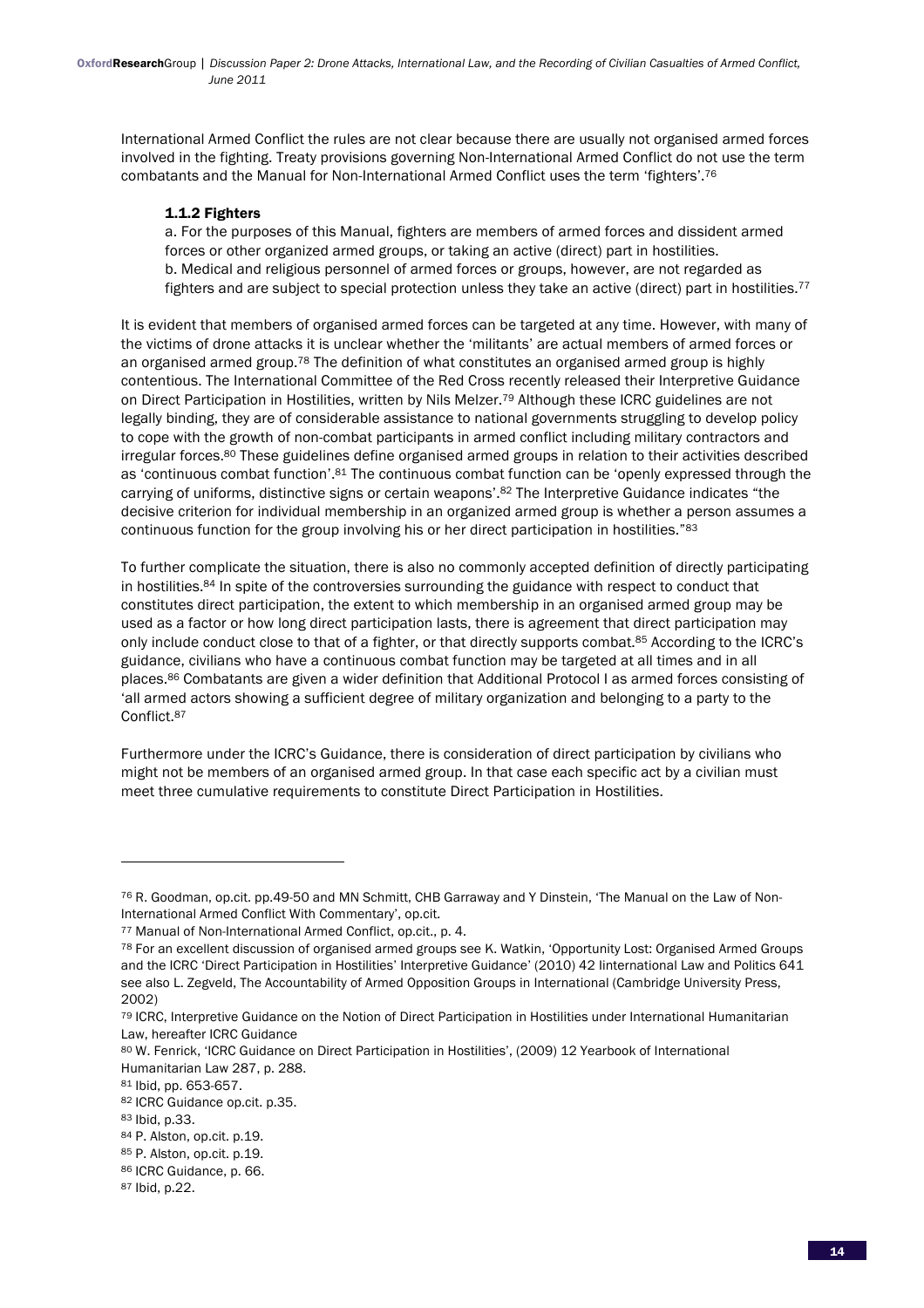International Armed Conflict the rules are not clear because there are usually not organised armed forces involved in the fighting. Treaty provisions governing Non-International Armed Conflict do not use the term combatants and the Manual for Non-International Armed Conflict uses the term 'fighters'.[76]

> **1.1.2 Fighters**
>
> a. For the purposes of this Manual, fighters are members of armed forces and dissident armed forces or other organized armed groups, or taking an active (direct) part in hostilities.
> b. Medical and religious personnel of armed forces or groups, however, are not regarded as fighters and are subject to special protection unless they take an active (direct) part in hostilities.[77]

It is evident that members of organised armed forces can be targeted at any time. However, with many of the victims of drone attacks it is unclear whether the 'militants' are actual members of armed forces or an organised armed group.[78] The definition of what constitutes an organised armed group is highly contentious. The International Committee of the Red Cross recently released their Interpretive Guidance on Direct Participation in Hostilities, written by Nils Melzer.[79] Although these ICRC guidelines are not legally binding, they are of considerable assistance to national governments struggling to develop policy to cope with the growth of non-combat participants in armed conflict including military contractors and irregular forces.[80] These guidelines define organised armed groups in relation to their activities described as 'continuous combat function'.[81] The continuous combat function can be 'openly expressed through the carrying of uniforms, distinctive signs or certain weapons'.[82] The Interpretive Guidance indicates "the decisive criterion for individual membership in an organized armed group is whether a person assumes a continuous function for the group involving his or her direct participation in hostilities."[83]

To further complicate the situation, there is also no commonly accepted definition of directly participating in hostilities.[84] In spite of the controversies surrounding the guidance with respect to conduct that constitutes direct participation, the extent to which membership in an organised armed group may be used as a factor or how long direct participation lasts, there is agreement that direct participation may only include conduct close to that of a fighter, or that directly supports combat.[85] According to the ICRC's guidance, civilians who have a continuous combat function may be targeted at all times and in all places.[86] Combatants are given a wider definition that Additional Protocol I as armed forces consisting of 'all armed actors showing a sufficient degree of military organization and belonging to a party to the Conflict.[87]

Furthermore under the ICRC's Guidance, there is consideration of direct participation by civilians who might not be members of an organised armed group. In that case each specific act by a civilian must meet three cumulative requirements to constitute Direct Participation in Hostilities.

---

[76] R. Goodman, op.cit. pp.49-50 and MN Schmitt, CHB Garraway and Y Dinstein, 'The Manual on the Law of Non-International Armed Conflict With Commentary', op.cit.

[77] Manual of Non-International Armed Conflict, op.cit., p. 4.

[78] For an excellent discussion of organised armed groups see K. Watkin, 'Opportunity Lost: Organised Armed Groups and the ICRC 'Direct Participation in Hostilities' Interpretive Guidance' (2010) 42 Iinternational Law and Politics 641 see also L. Zegveld, The Accountability of Armed Opposition Groups in International (Cambridge University Press, 2002)

[79] ICRC, Interpretive Guidance on the Notion of Direct Participation in Hostilities under International Humanitarian Law, hereafter ICRC Guidance

[80] W. Fenrick, 'ICRC Guidance on Direct Participation in Hostilities', (2009) 12 Yearbook of International Humanitarian Law 287, p. 288.

[81] Ibid, pp. 653-657.

[82] ICRC Guidance op.cit. p.35.

[83] Ibid, p.33.

[84] P. Alston, op.cit. p.19.

[85] P. Alston, op.cit. p.19.

[86] ICRC Guidance, p. 66.

[87] Ibid, p.22.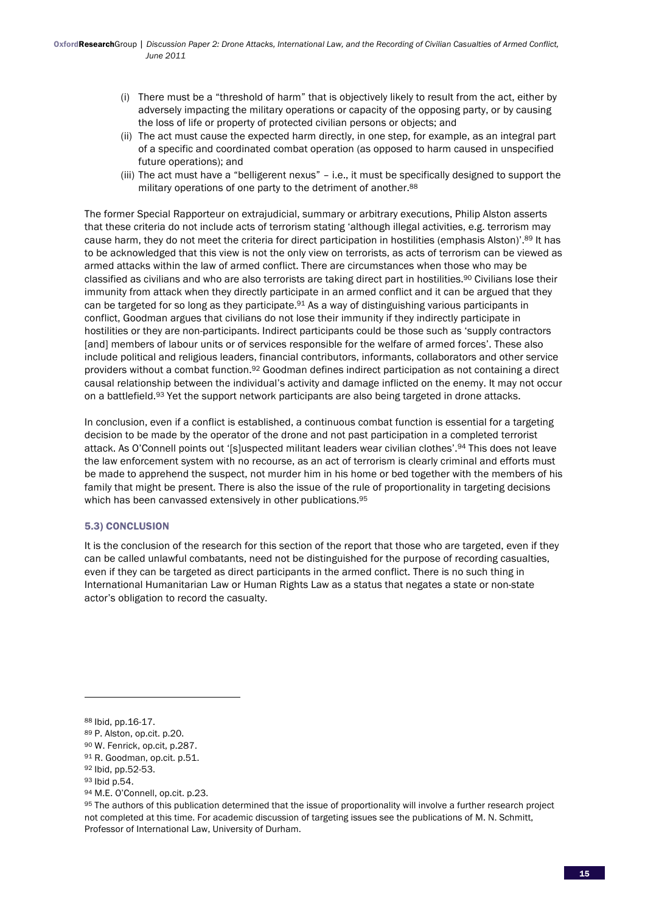(i) There must be a "threshold of harm" that is objectively likely to result from the act, either by adversely impacting the military operations or capacity of the opposing party, or by causing the loss of life or property of protected civilian persons or objects; and

(ii) The act must cause the expected harm directly, in one step, for example, as an integral part of a specific and coordinated combat operation (as opposed to harm caused in unspecified future operations); and

(iii) The act must have a "belligerent nexus" – i.e., it must be specifically designed to support the military operations of one party to the detriment of another.[88]

The former Special Rapporteur on extrajudicial, summary or arbitrary executions, Philip Alston asserts that these criteria do not include acts of terrorism stating 'although illegal activities, e.g. terrorism may cause harm, they do not meet the criteria for direct participation in hostilities (emphasis Alston)'.[89] It has to be acknowledged that this view is not the only view on terrorists, as acts of terrorism can be viewed as armed attacks within the law of armed conflict. There are circumstances when those who may be classified as civilians and who are also terrorists are taking direct part in hostilities.[90] Civilians lose their immunity from attack when they directly participate in an armed conflict and it can be argued that they can be targeted for so long as they participate.[91] As a way of distinguishing various participants in conflict, Goodman argues that civilians do not lose their immunity if they indirectly participate in hostilities or they are non-participants. Indirect participants could be those such as 'supply contractors [and] members of labour units or of services responsible for the welfare of armed forces'. These also include political and religious leaders, financial contributors, informants, collaborators and other service providers without a combat function.[92] Goodman defines indirect participation as not containing a direct causal relationship between the individual's activity and damage inflicted on the enemy. It may not occur on a battlefield.[93] Yet the support network participants are also being targeted in drone attacks.

In conclusion, even if a conflict is established, a continuous combat function is essential for a targeting decision to be made by the operator of the drone and not past participation in a completed terrorist attack. As O'Connell points out '[s]uspected militant leaders wear civilian clothes'.[94] This does not leave the law enforcement system with no recourse, as an act of terrorism is clearly criminal and efforts must be made to apprehend the suspect, not murder him in his home or bed together with the members of his family that might be present. There is also the issue of the rule of proportionality in targeting decisions which has been canvassed extensively in other publications.[95]

### 5.3) CONCLUSION

It is the conclusion of the research for this section of the report that those who are targeted, even if they can be called unlawful combatants, need not be distinguished for the purpose of recording casualties, even if they can be targeted as direct participants in the armed conflict. There is no such thing in International Humanitarian Law or Human Rights Law as a status that negates a state or non-state actor's obligation to record the casualty.

---

[88] Ibid, pp.16-17.

[89] P. Alston, op.cit. p.20.

[90] W. Fenrick, op.cit, p.287.

[91] R. Goodman, op.cit. p.51.

[92] Ibid, pp.52-53.

[93] Ibid p.54.

[94] M.E. O'Connell, op.cit. p.23.

[95] The authors of this publication determined that the issue of proportionality will involve a further research project not completed at this time. For academic discussion of targeting issues see the publications of M. N. Schmitt, Professor of International Law, University of Durham.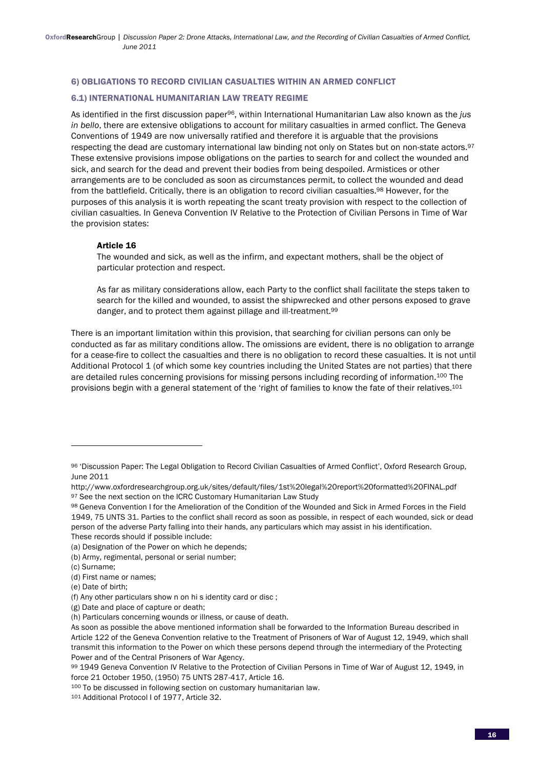### 6) OBLIGATIONS TO RECORD CIVILIAN CASUALTIES WITHIN AN ARMED CONFLICT

### 6.1) INTERNATIONAL HUMANITARIAN LAW TREATY REGIME

As identified in the first discussion paper[96], within International Humanitarian Law also known as the *jus in bello*, there are extensive obligations to account for military casualties in armed conflict. The Geneva Conventions of 1949 are now universally ratified and therefore it is arguable that the provisions respecting the dead are customary international law binding not only on States but on non-state actors.[97] These extensive provisions impose obligations on the parties to search for and collect the wounded and sick, and search for the dead and prevent their bodies from being despoiled. Armistices or other arrangements are to be concluded as soon as circumstances permit, to collect the wounded and dead from the battlefield. Critically, there is an obligation to record civilian casualties.[98] However, for the purposes of this analysis it is worth repeating the scant treaty provision with respect to the collection of civilian casualties. In Geneva Convention IV Relative to the Protection of Civilian Persons in Time of War the provision states:

> **Article 16**
>
> The wounded and sick, as well as the infirm, and expectant mothers, shall be the object of particular protection and respect.
>
> As far as military considerations allow, each Party to the conflict shall facilitate the steps taken to search for the killed and wounded, to assist the shipwrecked and other persons exposed to grave danger, and to protect them against pillage and ill-treatment.[99]

There is an important limitation within this provision, that searching for civilian persons can only be conducted as far as military conditions allow. The omissions are evident, there is no obligation to arrange for a cease-fire to collect the casualties and there is no obligation to record these casualties. It is not until Additional Protocol 1 (of which some key countries including the United States are not parties) that there are detailed rules concerning provisions for missing persons including recording of information.[100] The provisions begin with a general statement of the 'right of families to know the fate of their relatives.[101]

---

[96] 'Discussion Paper: The Legal Obligation to Record Civilian Casualties of Armed Conflict', Oxford Research Group, June 2011
http://www.oxfordresearchgroup.org.uk/sites/default/files/1st%20legal%20report%20formatted%20FINAL.pdf

[97] See the next section on the ICRC Customary Humanitarian Law Study

[98] Geneva Convention I for the Amelioration of the Condition of the Wounded and Sick in Armed Forces in the Field 1949, 75 UNTS 31. Parties to the conflict shall record as soon as possible, in respect of each wounded, sick or dead person of the adverse Party falling into their hands, any particulars which may assist in his identification.
These records should if possible include:
(a) Designation of the Power on which he depends;
(b) Army, regimental, personal or serial number;
(c) Surname;
(d) First name or names;
(e) Date of birth;
(f) Any other particulars show n on hi s identity card or disc ;
(g) Date and place of capture or death;
(h) Particulars concerning wounds or illness, or cause of death.
As soon as possible the above mentioned information shall be forwarded to the Information Bureau described in Article 122 of the Geneva Convention relative to the Treatment of Prisoners of War of August 12, 1949, which shall transmit this information to the Power on which these persons depend through the intermediary of the Protecting Power and of the Central Prisoners of War Agency.

[99] 1949 Geneva Convention IV Relative to the Protection of Civilian Persons in Time of War of August 12, 1949, in force 21 October 1950, (1950) 75 UNTS 287-417, Article 16.

[100] To be discussed in following section on customary humanitarian law.

[101] Additional Protocol I of 1977, Article 32.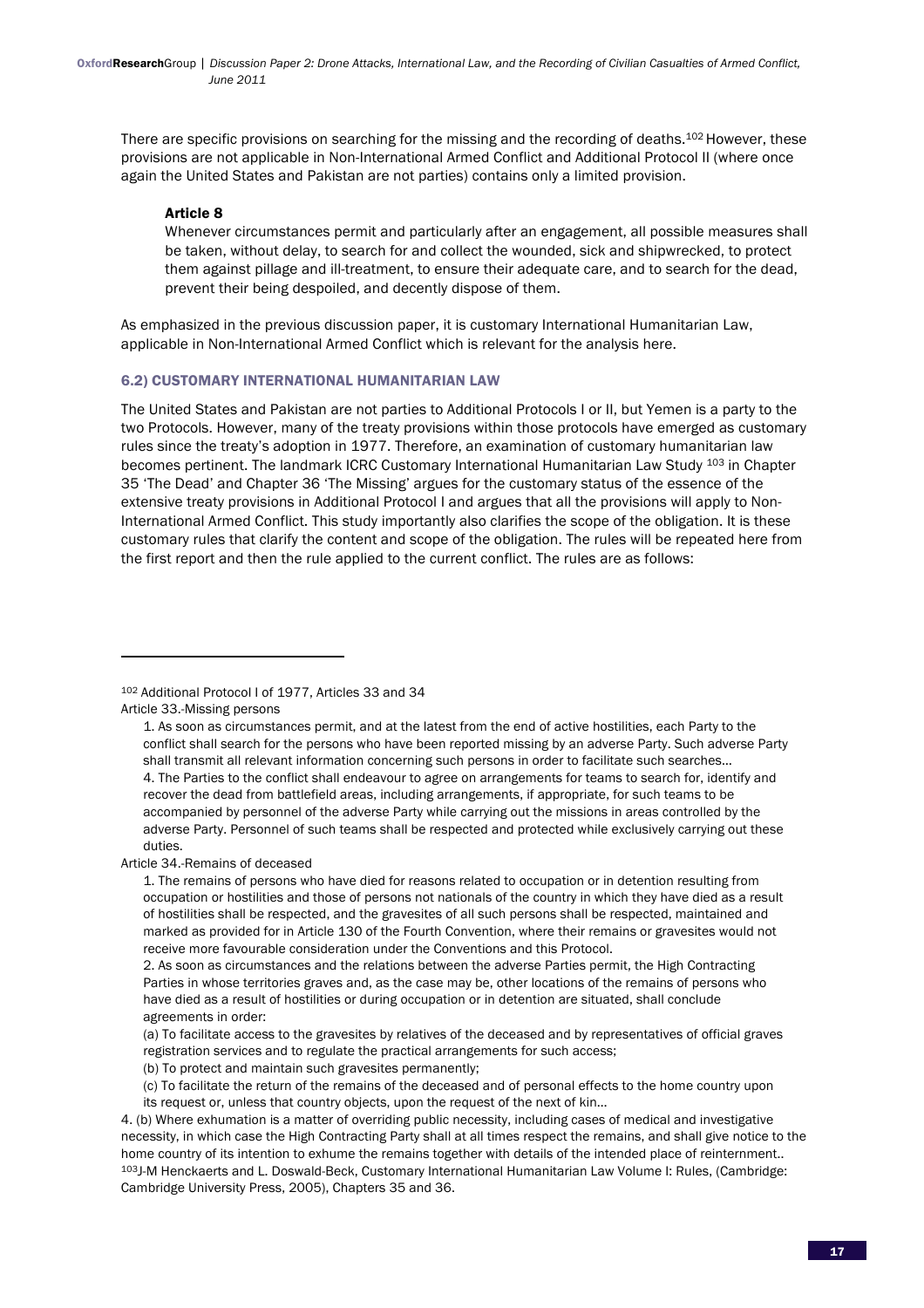There are specific provisions on searching for the missing and the recording of deaths.[102] However, these provisions are not applicable in Non-International Armed Conflict and Additional Protocol II (where once again the United States and Pakistan are not parties) contains only a limited provision.

> **Article 8**
>
> Whenever circumstances permit and particularly after an engagement, all possible measures shall be taken, without delay, to search for and collect the wounded, sick and shipwrecked, to protect them against pillage and ill-treatment, to ensure their adequate care, and to search for the dead, prevent their being despoiled, and decently dispose of them.

As emphasized in the previous discussion paper, it is customary International Humanitarian Law, applicable in Non-International Armed Conflict which is relevant for the analysis here.

### 6.2) CUSTOMARY INTERNATIONAL HUMANITARIAN LAW

The United States and Pakistan are not parties to Additional Protocols I or II, but Yemen is a party to the two Protocols. However, many of the treaty provisions within those protocols have emerged as customary rules since the treaty's adoption in 1977. Therefore, an examination of customary humanitarian law becomes pertinent. The landmark ICRC Customary International Humanitarian Law Study [103] in Chapter 35 'The Dead' and Chapter 36 'The Missing' argues for the customary status of the essence of the extensive treaty provisions in Additional Protocol I and argues that all the provisions will apply to Non-International Armed Conflict. This study importantly also clarifies the scope of the obligation. It is these customary rules that clarify the content and scope of the obligation. The rules will be repeated here from the first report and then the rule applied to the current conflict. The rules are as follows:

---

[102] Additional Protocol I of 1977, Articles 33 and 34

Article 33.-Missing persons

> 1. As soon as circumstances permit, and at the latest from the end of active hostilities, each Party to the conflict shall search for the persons who have been reported missing by an adverse Party. Such adverse Party shall transmit all relevant information concerning such persons in order to facilitate such searches…
>
> 4. The Parties to the conflict shall endeavour to agree on arrangements for teams to search for, identify and recover the dead from battlefield areas, including arrangements, if appropriate, for such teams to be accompanied by personnel of the adverse Party while carrying out the missions in areas controlled by the adverse Party. Personnel of such teams shall be respected and protected while exclusively carrying out these duties.

Article 34.-Remains of deceased

> 1. The remains of persons who have died for reasons related to occupation or in detention resulting from occupation or hostilities and those of persons not nationals of the country in which they have died as a result of hostilities shall be respected, and the gravesites of all such persons shall be respected, maintained and marked as provided for in Article 130 of the Fourth Convention, where their remains or gravesites would not receive more favourable consideration under the Conventions and this Protocol.
>
> 2. As soon as circumstances and the relations between the adverse Parties permit, the High Contracting Parties in whose territories graves and, as the case may be, other locations of the remains of persons who have died as a result of hostilities or during occupation or in detention are situated, shall conclude agreements in order:
>
> (a) To facilitate access to the gravesites by relatives of the deceased and by representatives of official graves registration services and to regulate the practical arrangements for such access;
>
> (b) To protect and maintain such gravesites permanently;
>
> (c) To facilitate the return of the remains of the deceased and of personal effects to the home country upon its request or, unless that country objects, upon the request of the next of kin…

4. (b) Where exhumation is a matter of overriding public necessity, including cases of medical and investigative necessity, in which case the High Contracting Party shall at all times respect the remains, and shall give notice to the home country of its intention to exhume the remains together with details of the intended place of reinternment..

[103] J-M Henckaerts and L. Doswald-Beck, Customary International Humanitarian Law Volume I: Rules, (Cambridge: Cambridge University Press, 2005), Chapters 35 and 36.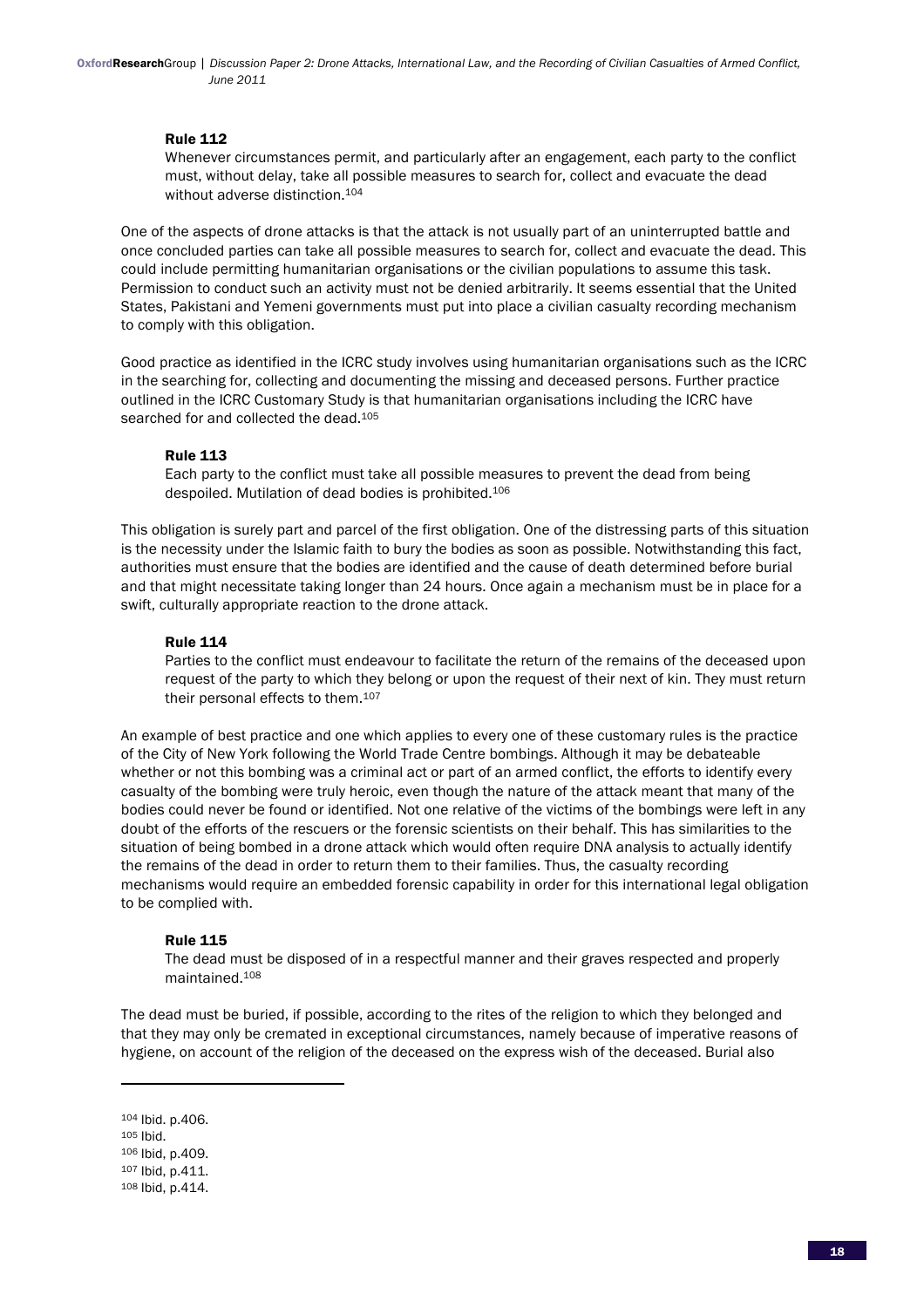> **Rule 112**
> Whenever circumstances permit, and particularly after an engagement, each party to the conflict must, without delay, take all possible measures to search for, collect and evacuate the dead without adverse distinction.[104]

One of the aspects of drone attacks is that the attack is not usually part of an uninterrupted battle and once concluded parties can take all possible measures to search for, collect and evacuate the dead. This could include permitting humanitarian organisations or the civilian populations to assume this task. Permission to conduct such an activity must not be denied arbitrarily. It seems essential that the United States, Pakistani and Yemeni governments must put into place a civilian casualty recording mechanism to comply with this obligation.

Good practice as identified in the ICRC study involves using humanitarian organisations such as the ICRC in the searching for, collecting and documenting the missing and deceased persons. Further practice outlined in the ICRC Customary Study is that humanitarian organisations including the ICRC have searched for and collected the dead.[105]

> **Rule 113**
> Each party to the conflict must take all possible measures to prevent the dead from being despoiled. Mutilation of dead bodies is prohibited.[106]

This obligation is surely part and parcel of the first obligation. One of the distressing parts of this situation is the necessity under the Islamic faith to bury the bodies as soon as possible. Notwithstanding this fact, authorities must ensure that the bodies are identified and the cause of death determined before burial and that might necessitate taking longer than 24 hours. Once again a mechanism must be in place for a swift, culturally appropriate reaction to the drone attack.

> **Rule 114**
> Parties to the conflict must endeavour to facilitate the return of the remains of the deceased upon request of the party to which they belong or upon the request of their next of kin. They must return their personal effects to them.[107]

An example of best practice and one which applies to every one of these customary rules is the practice of the City of New York following the World Trade Centre bombings. Although it may be debateable whether or not this bombing was a criminal act or part of an armed conflict, the efforts to identify every casualty of the bombing were truly heroic, even though the nature of the attack meant that many of the bodies could never be found or identified. Not one relative of the victims of the bombings were left in any doubt of the efforts of the rescuers or the forensic scientists on their behalf. This has similarities to the situation of being bombed in a drone attack which would often require DNA analysis to actually identify the remains of the dead in order to return them to their families. Thus, the casualty recording mechanisms would require an embedded forensic capability in order for this international legal obligation to be complied with.

> **Rule 115**
> The dead must be disposed of in a respectful manner and their graves respected and properly maintained.[108]

The dead must be buried, if possible, according to the rites of the religion to which they belonged and that they may only be cremated in exceptional circumstances, namely because of imperative reasons of hygiene, on account of the religion of the deceased on the express wish of the deceased. Burial also

---

[104] Ibid. p.406.
[105] Ibid.
[106] Ibid, p.409.
[107] Ibid, p.411.
[108] Ibid, p.414.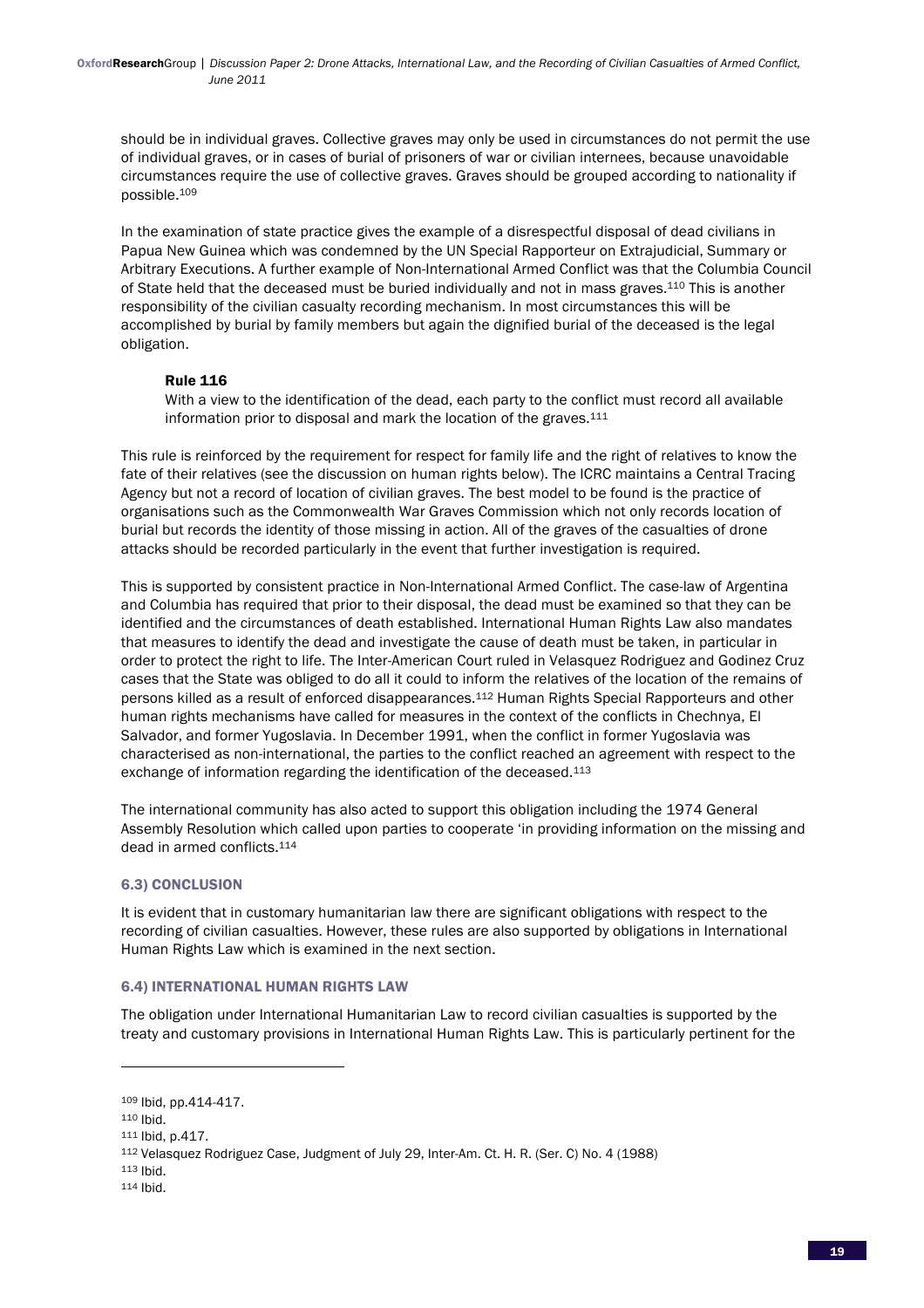should be in individual graves. Collective graves may only be used in circumstances do not permit the use of individual graves, or in cases of burial of prisoners of war or civilian internees, because unavoidable circumstances require the use of collective graves. Graves should be grouped according to nationality if possible.[109]

In the examination of state practice gives the example of a disrespectful disposal of dead civilians in Papua New Guinea which was condemned by the UN Special Rapporteur on Extrajudicial, Summary or Arbitrary Executions. A further example of Non-International Armed Conflict was that the Columbia Council of State held that the deceased must be buried individually and not in mass graves.[110] This is another responsibility of the civilian casualty recording mechanism. In most circumstances this will be accomplished by burial by family members but again the dignified burial of the deceased is the legal obligation.

> **Rule 116**
>
> With a view to the identification of the dead, each party to the conflict must record all available information prior to disposal and mark the location of the graves.[111]

This rule is reinforced by the requirement for respect for family life and the right of relatives to know the fate of their relatives (see the discussion on human rights below). The ICRC maintains a Central Tracing Agency but not a record of location of civilian graves. The best model to be found is the practice of organisations such as the Commonwealth War Graves Commission which not only records location of burial but records the identity of those missing in action. All of the graves of the casualties of drone attacks should be recorded particularly in the event that further investigation is required.

This is supported by consistent practice in Non-International Armed Conflict. The case-law of Argentina and Columbia has required that prior to their disposal, the dead must be examined so that they can be identified and the circumstances of death established. International Human Rights Law also mandates that measures to identify the dead and investigate the cause of death must be taken, in particular in order to protect the right to life. The Inter-American Court ruled in Velasquez Rodriguez and Godinez Cruz cases that the State was obliged to do all it could to inform the relatives of the location of the remains of persons killed as a result of enforced disappearances.[112] Human Rights Special Rapporteurs and other human rights mechanisms have called for measures in the context of the conflicts in Chechnya, El Salvador, and former Yugoslavia. In December 1991, when the conflict in former Yugoslavia was characterised as non-international, the parties to the conflict reached an agreement with respect to the exchange of information regarding the identification of the deceased.[113]

The international community has also acted to support this obligation including the 1974 General Assembly Resolution which called upon parties to cooperate 'in providing information on the missing and dead in armed conflicts.[114]

### 6.3) CONCLUSION

It is evident that in customary humanitarian law there are significant obligations with respect to the recording of civilian casualties. However, these rules are also supported by obligations in International Human Rights Law which is examined in the next section.

### 6.4) INTERNATIONAL HUMAN RIGHTS LAW

The obligation under International Humanitarian Law to record civilian casualties is supported by the treaty and customary provisions in International Human Rights Law. This is particularly pertinent for the

---

[109] Ibid, pp.414-417.

[110] Ibid.

[111] Ibid, p.417.

[112] Velasquez Rodriguez Case, Judgment of July 29, Inter-Am. Ct. H. R. (Ser. C) No. 4 (1988)

[113] Ibid.

[114] Ibid.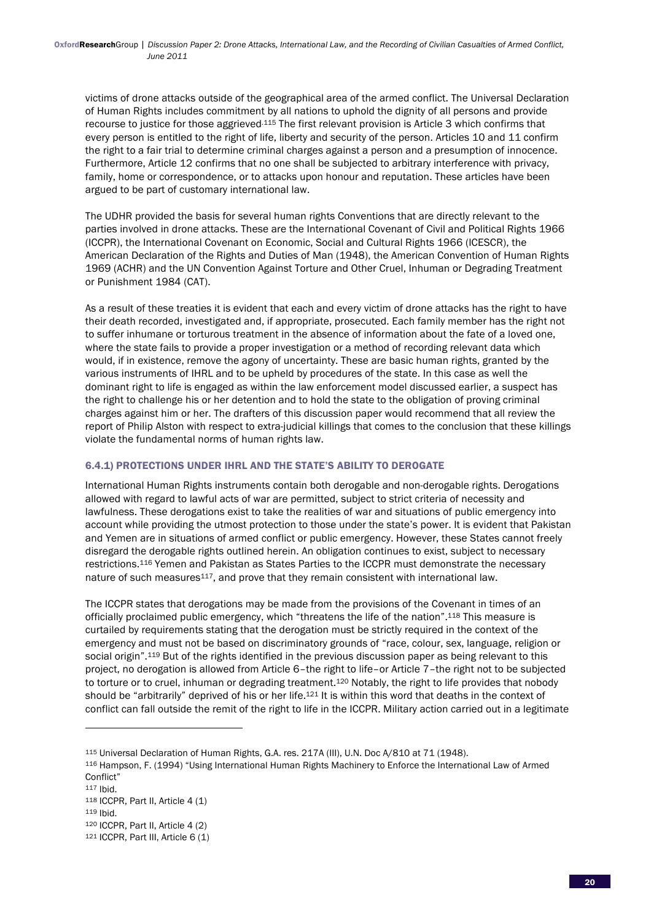victims of drone attacks outside of the geographical area of the armed conflict. The Universal Declaration of Human Rights includes commitment by all nations to uphold the dignity of all persons and provide recourse to justice for those aggrieved.[115] The first relevant provision is Article 3 which confirms that every person is entitled to the right of life, liberty and security of the person. Articles 10 and 11 confirm the right to a fair trial to determine criminal charges against a person and a presumption of innocence. Furthermore, Article 12 confirms that no one shall be subjected to arbitrary interference with privacy, family, home or correspondence, or to attacks upon honour and reputation. These articles have been argued to be part of customary international law.

The UDHR provided the basis for several human rights Conventions that are directly relevant to the parties involved in drone attacks. These are the International Covenant of Civil and Political Rights 1966 (ICCPR), the International Covenant on Economic, Social and Cultural Rights 1966 (ICESCR), the American Declaration of the Rights and Duties of Man (1948), the American Convention of Human Rights 1969 (ACHR) and the UN Convention Against Torture and Other Cruel, Inhuman or Degrading Treatment or Punishment 1984 (CAT).

As a result of these treaties it is evident that each and every victim of drone attacks has the right to have their death recorded, investigated and, if appropriate, prosecuted. Each family member has the right not to suffer inhumane or torturous treatment in the absence of information about the fate of a loved one, where the state fails to provide a proper investigation or a method of recording relevant data which would, if in existence, remove the agony of uncertainty. These are basic human rights, granted by the various instruments of IHRL and to be upheld by procedures of the state. In this case as well the dominant right to life is engaged as within the law enforcement model discussed earlier, a suspect has the right to challenge his or her detention and to hold the state to the obligation of proving criminal charges against him or her. The drafters of this discussion paper would recommend that all review the report of Philip Alston with respect to extra-judicial killings that comes to the conclusion that these killings violate the fundamental norms of human rights law.

### 6.4.1) PROTECTIONS UNDER IHRL AND THE STATE'S ABILITY TO DEROGATE

International Human Rights instruments contain both derogable and non-derogable rights. Derogations allowed with regard to lawful acts of war are permitted, subject to strict criteria of necessity and lawfulness. These derogations exist to take the realities of war and situations of public emergency into account while providing the utmost protection to those under the state's power. It is evident that Pakistan and Yemen are in situations of armed conflict or public emergency. However, these States cannot freely disregard the derogable rights outlined herein. An obligation continues to exist, subject to necessary restrictions.[116] Yemen and Pakistan as States Parties to the ICCPR must demonstrate the necessary nature of such measures[117], and prove that they remain consistent with international law.

The ICCPR states that derogations may be made from the provisions of the Covenant in times of an officially proclaimed public emergency, which "threatens the life of the nation".[118] This measure is curtailed by requirements stating that the derogation must be strictly required in the context of the emergency and must not be based on discriminatory grounds of "race, colour, sex, language, religion or social origin".[119] But of the rights identified in the previous discussion paper as being relevant to this project, no derogation is allowed from Article 6–the right to life–or Article 7–the right not to be subjected to torture or to cruel, inhuman or degrading treatment.[120] Notably, the right to life provides that nobody should be "arbitrarily" deprived of his or her life.[121] It is within this word that deaths in the context of conflict can fall outside the remit of the right to life in the ICCPR. Military action carried out in a legitimate

---

[115] Universal Declaration of Human Rights, G.A. res. 217A (III), U.N. Doc A/810 at 71 (1948).

[116] Hampson, F. (1994) "Using International Human Rights Machinery to Enforce the International Law of Armed Conflict"

[117] Ibid.

[118] ICCPR, Part II, Article 4 (1)

[119] Ibid.

[120] ICCPR, Part II, Article 4 (2)

[121] ICCPR, Part III, Article 6 (1)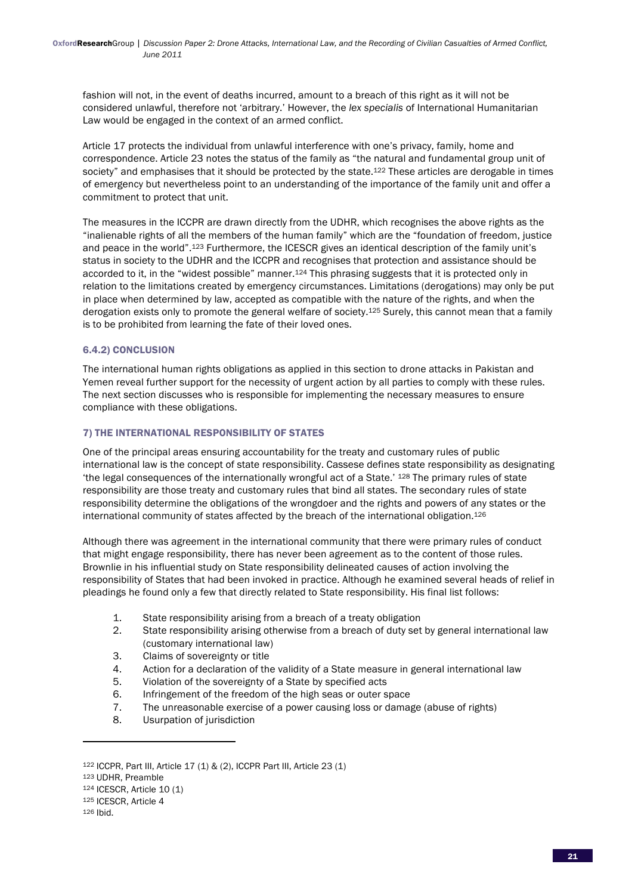fashion will not, in the event of deaths incurred, amount to a breach of this right as it will not be considered unlawful, therefore not 'arbitrary.' However, the *lex specialis* of International Humanitarian Law would be engaged in the context of an armed conflict.

Article 17 protects the individual from unlawful interference with one's privacy, family, home and correspondence. Article 23 notes the status of the family as "the natural and fundamental group unit of society" and emphasises that it should be protected by the state.[122] These articles are derogable in times of emergency but nevertheless point to an understanding of the importance of the family unit and offer a commitment to protect that unit.

The measures in the ICCPR are drawn directly from the UDHR, which recognises the above rights as the "inalienable rights of all the members of the human family" which are the "foundation of freedom, justice and peace in the world".[123] Furthermore, the ICESCR gives an identical description of the family unit's status in society to the UDHR and the ICCPR and recognises that protection and assistance should be accorded to it, in the "widest possible" manner.[124] This phrasing suggests that it is protected only in relation to the limitations created by emergency circumstances. Limitations (derogations) may only be put in place when determined by law, accepted as compatible with the nature of the rights, and when the derogation exists only to promote the general welfare of society.[125] Surely, this cannot mean that a family is to be prohibited from learning the fate of their loved ones.

### 6.4.2) CONCLUSION

The international human rights obligations as applied in this section to drone attacks in Pakistan and Yemen reveal further support for the necessity of urgent action by all parties to comply with these rules. The next section discusses who is responsible for implementing the necessary measures to ensure compliance with these obligations.

## 7) THE INTERNATIONAL RESPONSIBILITY OF STATES

One of the principal areas ensuring accountability for the treaty and customary rules of public international law is the concept of state responsibility. Cassese defines state responsibility as designating 'the legal consequences of the internationally wrongful act of a State.' [128] The primary rules of state responsibility are those treaty and customary rules that bind all states. The secondary rules of state responsibility determine the obligations of the wrongdoer and the rights and powers of any states or the international community of states affected by the breach of the international obligation.[126]

Although there was agreement in the international community that there were primary rules of conduct that might engage responsibility, there has never been agreement as to the content of those rules. Brownlie in his influential study on State responsibility delineated causes of action involving the responsibility of States that had been invoked in practice. Although he examined several heads of relief in pleadings he found only a few that directly related to State responsibility. His final list follows:

1. State responsibility arising from a breach of a treaty obligation
2. State responsibility arising otherwise from a breach of duty set by general international law (customary international law)
3. Claims of sovereignty or title
4. Action for a declaration of the validity of a State measure in general international law
5. Violation of the sovereignty of a State by specified acts
6. Infringement of the freedom of the high seas or outer space
7. The unreasonable exercise of a power causing loss or damage (abuse of rights)
8. Usurpation of jurisdiction

---

[122] ICCPR, Part III, Article 17 (1) & (2), ICCPR Part III, Article 23 (1)
[123] UDHR, Preamble
[124] ICESCR, Article 10 (1)
[125] ICESCR, Article 4
[126] Ibid.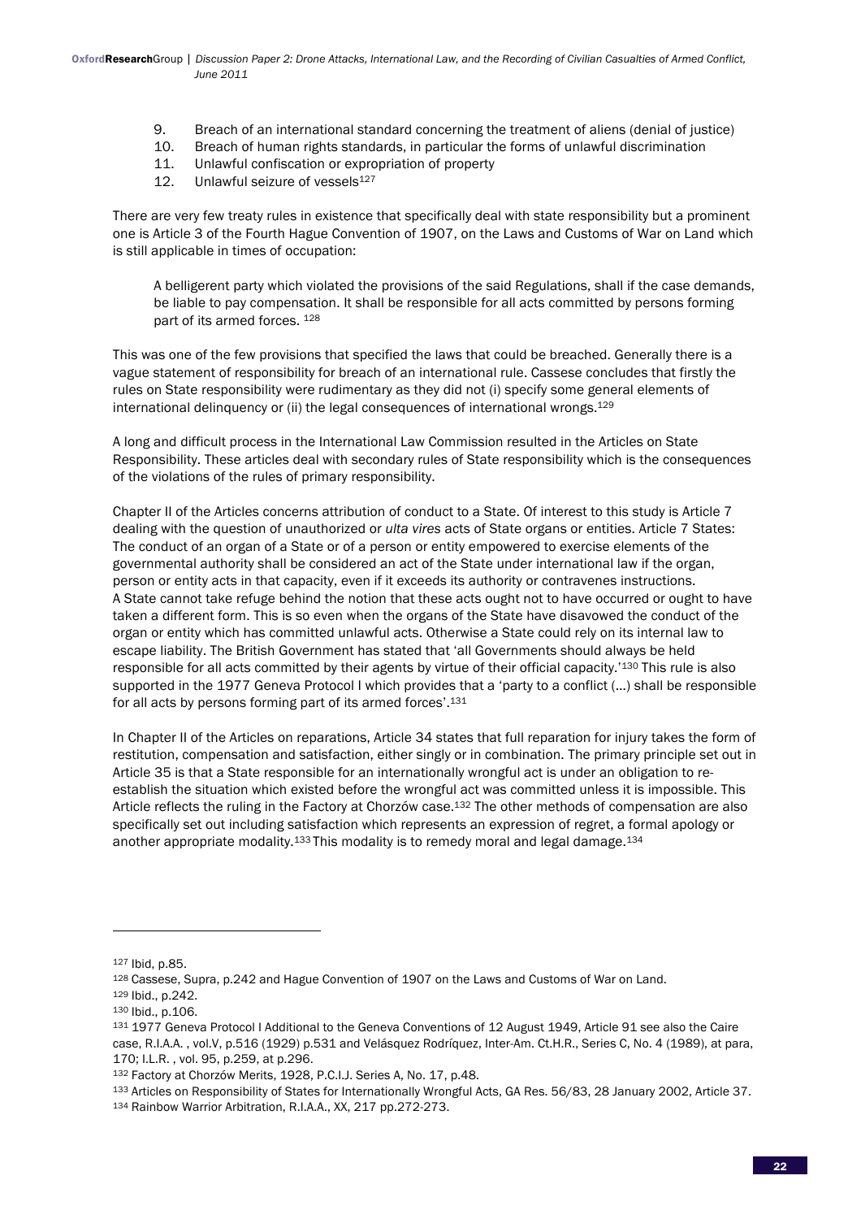9. Breach of an international standard concerning the treatment of aliens (denial of justice)
10. Breach of human rights standards, in particular the forms of unlawful discrimination
11. Unlawful confiscation or expropriation of property
12. Unlawful seizure of vessels[127]

There are very few treaty rules in existence that specifically deal with state responsibility but a prominent one is Article 3 of the Fourth Hague Convention of 1907, on the Laws and Customs of War on Land which is still applicable in times of occupation:

> A belligerent party which violated the provisions of the said Regulations, shall if the case demands, be liable to pay compensation. It shall be responsible for all acts committed by persons forming part of its armed forces. [128]

This was one of the few provisions that specified the laws that could be breached. Generally there is a vague statement of responsibility for breach of an international rule. Cassese concludes that firstly the rules on State responsibility were rudimentary as they did not (i) specify some general elements of international delinquency or (ii) the legal consequences of international wrongs.[129]

A long and difficult process in the International Law Commission resulted in the Articles on State Responsibility. These articles deal with secondary rules of State responsibility which is the consequences of the violations of the rules of primary responsibility.

Chapter II of the Articles concerns attribution of conduct to a State. Of interest to this study is Article 7 dealing with the question of unauthorized or *ulta vires* acts of State organs or entities. Article 7 States: The conduct of an organ of a State or of a person or entity empowered to exercise elements of the governmental authority shall be considered an act of the State under international law if the organ, person or entity acts in that capacity, even if it exceeds its authority or contravenes instructions.
A State cannot take refuge behind the notion that these acts ought not to have occurred or ought to have taken a different form. This is so even when the organs of the State have disavowed the conduct of the organ or entity which has committed unlawful acts. Otherwise a State could rely on its internal law to escape liability. The British Government has stated that 'all Governments should always be held responsible for all acts committed by their agents by virtue of their official capacity.'[130] This rule is also supported in the 1977 Geneva Protocol I which provides that a 'party to a conflict (...) shall be responsible for all acts by persons forming part of its armed forces'.[131]

In Chapter II of the Articles on reparations, Article 34 states that full reparation for injury takes the form of restitution, compensation and satisfaction, either singly or in combination. The primary principle set out in Article 35 is that a State responsible for an internationally wrongful act is under an obligation to re-establish the situation which existed before the wrongful act was committed unless it is impossible. This Article reflects the ruling in the Factory at Chorzów case.[132] The other methods of compensation are also specifically set out including satisfaction which represents an expression of regret, a formal apology or another appropriate modality.[133] This modality is to remedy moral and legal damage.[134]

---

[127] Ibid, p.85.

[128] Cassese, Supra, p.242 and Hague Convention of 1907 on the Laws and Customs of War on Land.

[129] Ibid., p.242.

[130] Ibid., p.106.

[131] 1977 Geneva Protocol I Additional to the Geneva Conventions of 12 August 1949, Article 91 see also the Caire case, R.I.A.A. , vol.V, p.516 (1929) p.531 and Velásquez Rodríquez, Inter-Am. Ct.H.R., Series C, No. 4 (1989), at para, 170; I.L.R. , vol. 95, p.259, at p.296.

[132] Factory at Chorzów Merits, 1928, P.C.I.J. Series A, No. 17, p.48.

[133] Articles on Responsibility of States for Internationally Wrongful Acts, GA Res. 56/83, 28 January 2002, Article 37.

[134] Rainbow Warrior Arbitration, R.I.A.A., XX, 217 pp.272-273.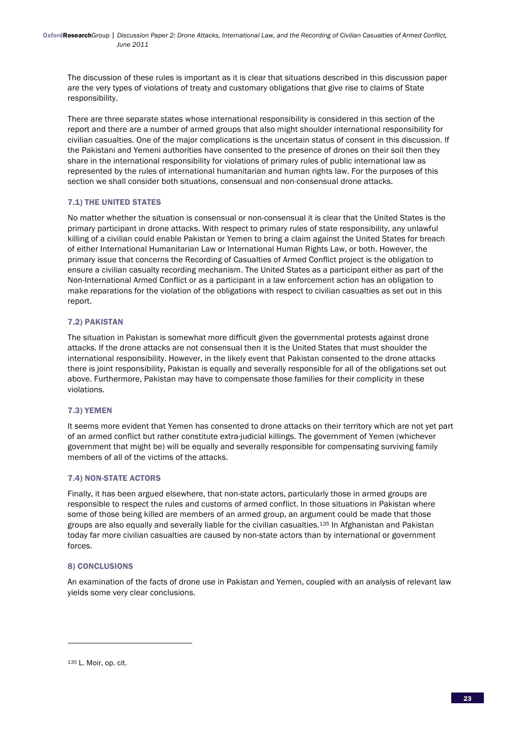The discussion of these rules is important as it is clear that situations described in this discussion paper are the very types of violations of treaty and customary obligations that give rise to claims of State responsibility.

There are three separate states whose international responsibility is considered in this section of the report and there are a number of armed groups that also might shoulder international responsibility for civilian casualties. One of the major complications is the uncertain status of consent in this discussion. If the Pakistani and Yemeni authorities have consented to the presence of drones on their soil then they share in the international responsibility for violations of primary rules of public international law as represented by the rules of international humanitarian and human rights law. For the purposes of this section we shall consider both situations, consensual and non-consensual drone attacks.

### 7.1) THE UNITED STATES

No matter whether the situation is consensual or non-consensual it is clear that the United States is the primary participant in drone attacks. With respect to primary rules of state responsibility, any unlawful killing of a civilian could enable Pakistan or Yemen to bring a claim against the United States for breach of either International Humanitarian Law or International Human Rights Law, or both. However, the primary issue that concerns the Recording of Casualties of Armed Conflict project is the obligation to ensure a civilian casualty recording mechanism. The United States as a participant either as part of the Non-International Armed Conflict or as a participant in a law enforcement action has an obligation to make reparations for the violation of the obligations with respect to civilian casualties as set out in this report.

### 7.2) PAKISTAN

The situation in Pakistan is somewhat more difficult given the governmental protests against drone attacks. If the drone attacks are not consensual then it is the United States that must shoulder the international responsibility. However, in the likely event that Pakistan consented to the drone attacks there is joint responsibility, Pakistan is equally and severally responsible for all of the obligations set out above. Furthermore, Pakistan may have to compensate those families for their complicity in these violations.

### 7.3) YEMEN

It seems more evident that Yemen has consented to drone attacks on their territory which are not yet part of an armed conflict but rather constitute extra-judicial killings. The government of Yemen (whichever government that might be) will be equally and severally responsible for compensating surviving family members of all of the victims of the attacks.

### 7.4) NON-STATE ACTORS

Finally, it has been argued elsewhere, that non-state actors, particularly those in armed groups are responsible to respect the rules and customs of armed conflict. In those situations in Pakistan where some of those being killed are members of an armed group, an argument could be made that those groups are also equally and severally liable for the civilian casualties.[135] In Afghanistan and Pakistan today far more civilian casualties are caused by non-state actors than by international or government forces.

## 8) CONCLUSIONS

An examination of the facts of drone use in Pakistan and Yemen, coupled with an analysis of relevant law yields some very clear conclusions.

---

[135] L. Moir, op. cit.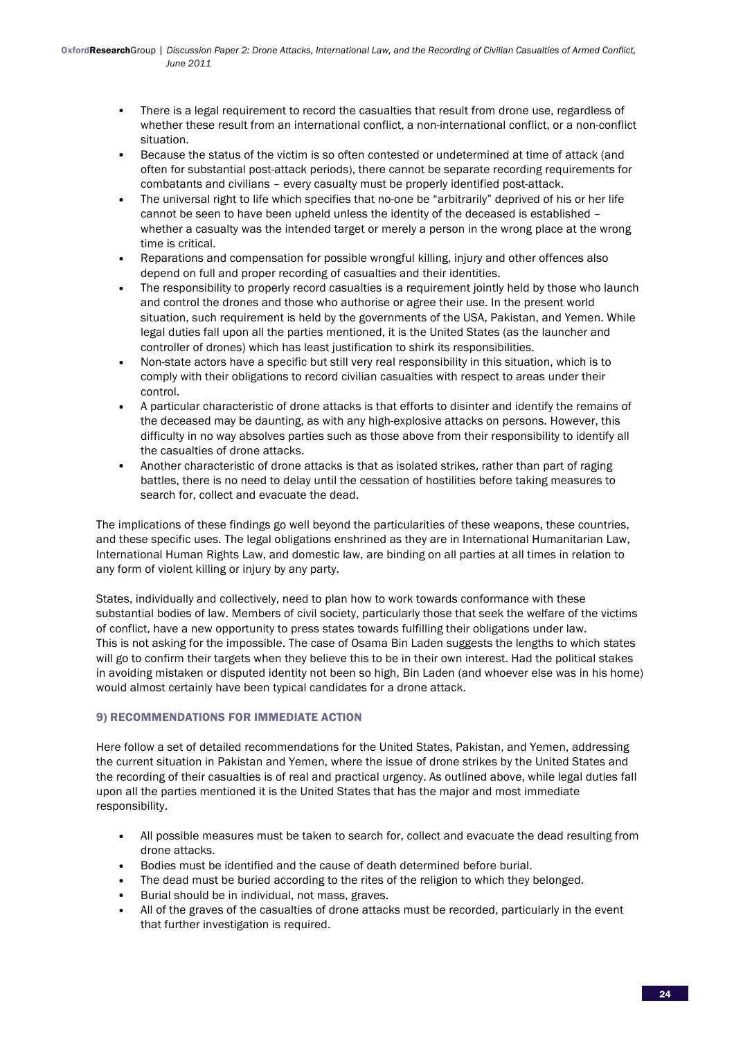- There is a legal requirement to record the casualties that result from drone use, regardless of whether these result from an international conflict, a non-international conflict, or a non-conflict situation.
- Because the status of the victim is so often contested or undetermined at time of attack (and often for substantial post-attack periods), there cannot be separate recording requirements for combatants and civilians – every casualty must be properly identified post-attack.
- The universal right to life which specifies that no-one be "arbitrarily" deprived of his or her life cannot be seen to have been upheld unless the identity of the deceased is established – whether a casualty was the intended target or merely a person in the wrong place at the wrong time is critical.
- Reparations and compensation for possible wrongful killing, injury and other offences also depend on full and proper recording of casualties and their identities.
- The responsibility to properly record casualties is a requirement jointly held by those who launch and control the drones and those who authorise or agree their use. In the present world situation, such requirement is held by the governments of the USA, Pakistan, and Yemen. While legal duties fall upon all the parties mentioned, it is the United States (as the launcher and controller of drones) which has least justification to shirk its responsibilities.
- Non-state actors have a specific but still very real responsibility in this situation, which is to comply with their obligations to record civilian casualties with respect to areas under their control.
- A particular characteristic of drone attacks is that efforts to disinter and identify the remains of the deceased may be daunting, as with any high-explosive attacks on persons. However, this difficulty in no way absolves parties such as those above from their responsibility to identify all the casualties of drone attacks.
- Another characteristic of drone attacks is that as isolated strikes, rather than part of raging battles, there is no need to delay until the cessation of hostilities before taking measures to search for, collect and evacuate the dead.

The implications of these findings go well beyond the particularities of these weapons, these countries, and these specific uses. The legal obligations enshrined as they are in International Humanitarian Law, International Human Rights Law, and domestic law, are binding on all parties at all times in relation to any form of violent killing or injury by any party.

States, individually and collectively, need to plan how to work towards conformance with these substantial bodies of law. Members of civil society, particularly those that seek the welfare of the victims of conflict, have a new opportunity to press states towards fulfilling their obligations under law. This is not asking for the impossible. The case of Osama Bin Laden suggests the lengths to which states will go to confirm their targets when they believe this to be in their own interest. Had the political stakes in avoiding mistaken or disputed identity not been so high, Bin Laden (and whoever else was in his home) would almost certainly have been typical candidates for a drone attack.

## 9) RECOMMENDATIONS FOR IMMEDIATE ACTION

Here follow a set of detailed recommendations for the United States, Pakistan, and Yemen, addressing the current situation in Pakistan and Yemen, where the issue of drone strikes by the United States and the recording of their casualties is of real and practical urgency. As outlined above, while legal duties fall upon all the parties mentioned it is the United States that has the major and most immediate responsibility.

- All possible measures must be taken to search for, collect and evacuate the dead resulting from drone attacks.
- Bodies must be identified and the cause of death determined before burial.
- The dead must be buried according to the rites of the religion to which they belonged.
- Burial should be in individual, not mass, graves.
- All of the graves of the casualties of drone attacks must be recorded, particularly in the event that further investigation is required.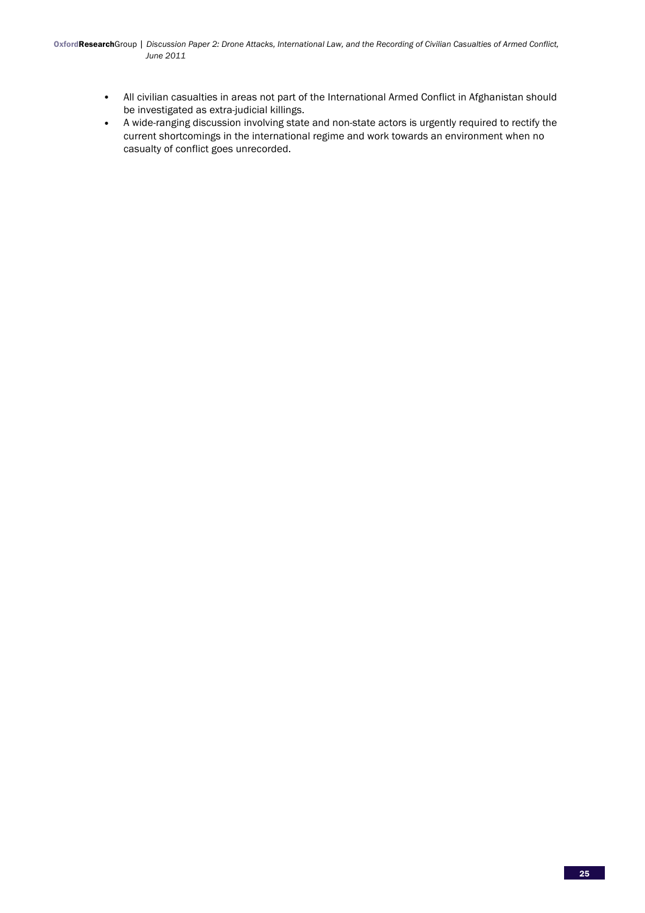- All civilian casualties in areas not part of the International Armed Conflict in Afghanistan should be investigated as extra-judicial killings.
- A wide-ranging discussion involving state and non-state actors is urgently required to rectify the current shortcomings in the international regime and work towards an environment when no casualty of conflict goes unrecorded.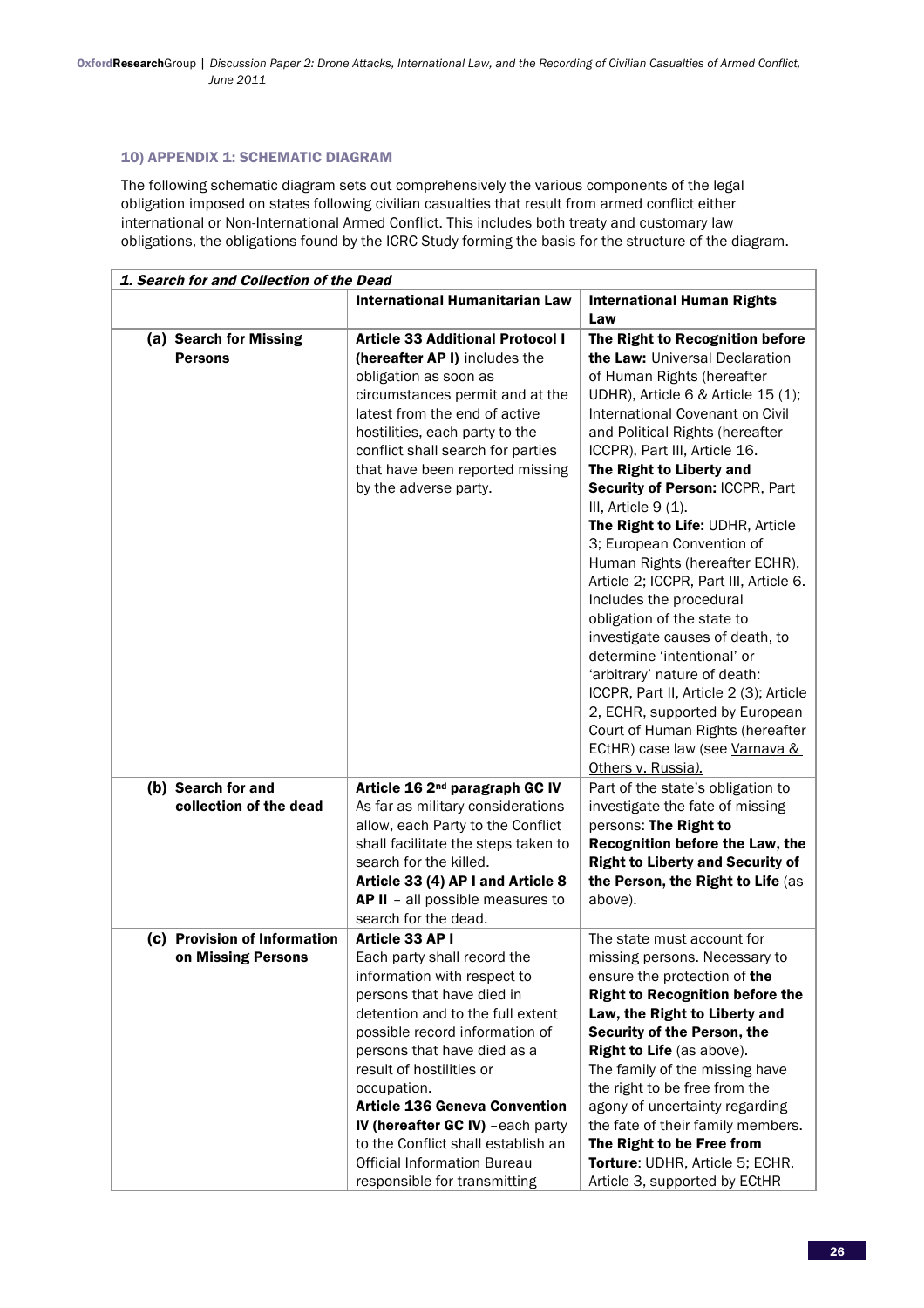## 10) APPENDIX 1: SCHEMATIC DIAGRAM

The following schematic diagram sets out comprehensively the various components of the legal obligation imposed on states following civilian casualties that result from armed conflict either international or Non-International Armed Conflict. This includes both treaty and customary law obligations, the obligations found by the ICRC Study forming the basis for the structure of the diagram.

| ***1. Search for and Collection of the Dead*** | | |
|---|---|---|
| | **International Humanitarian Law** | **International Human Rights Law** |
| **(a) Search for Missing Persons** | **Article 33 Additional Protocol I (hereafter AP I)** includes the obligation as soon as circumstances permit and at the latest from the end of active hostilities, each party to the conflict shall search for parties that have been reported missing by the adverse party. | **The Right to Recognition before the Law:** Universal Declaration of Human Rights (hereafter UDHR), Article 6 & Article 15 (1); International Covenant on Civil and Political Rights (hereafter ICCPR), Part III, Article 16. **The Right to Liberty and Security of Person:** ICCPR, Part III, Article 9 (1). **The Right to Life:** UDHR, Article 3; European Convention of Human Rights (hereafter ECHR), Article 2; ICCPR, Part III, Article 6. Includes the procedural obligation of the state to investigate causes of death, to determine 'intentional' or 'arbitrary' nature of death: ICCPR, Part II, Article 2 (3); Article 2, ECHR, supported by European Court of Human Rights (hereafter ECtHR) case law (see Varnava & Others v. Russia*).* |
| **(b) Search for and collection of the dead** | **Article 16 2nd paragraph GC IV** As far as military considerations allow, each Party to the Conflict shall facilitate the steps taken to search for the killed. **Article 33 (4) AP I and Article 8 AP II** – all possible measures to search for the dead. | Part of the state's obligation to investigate the fate of missing persons: **The Right to Recognition before the Law, the Right to Liberty and Security of the Person, the Right to Life** (as above). |
| **(c) Provision of Information on Missing Persons** | **Article 33 AP I** Each party shall record the information with respect to persons that have died in detention and to the full extent possible record information of persons that have died as a result of hostilities or occupation. **Article 136 Geneva Convention IV (hereafter GC IV)** –each party to the Conflict shall establish an Official Information Bureau responsible for transmitting | The state must account for missing persons. Necessary to ensure the protection of **the Right to Recognition before the Law, the Right to Liberty and Security of the Person, the Right to Life** (as above). The family of the missing have the right to be free from the agony of uncertainty regarding the fate of their family members. **The Right to be Free from Torture**: UDHR, Article 5; ECHR, Article 3, supported by ECtHR |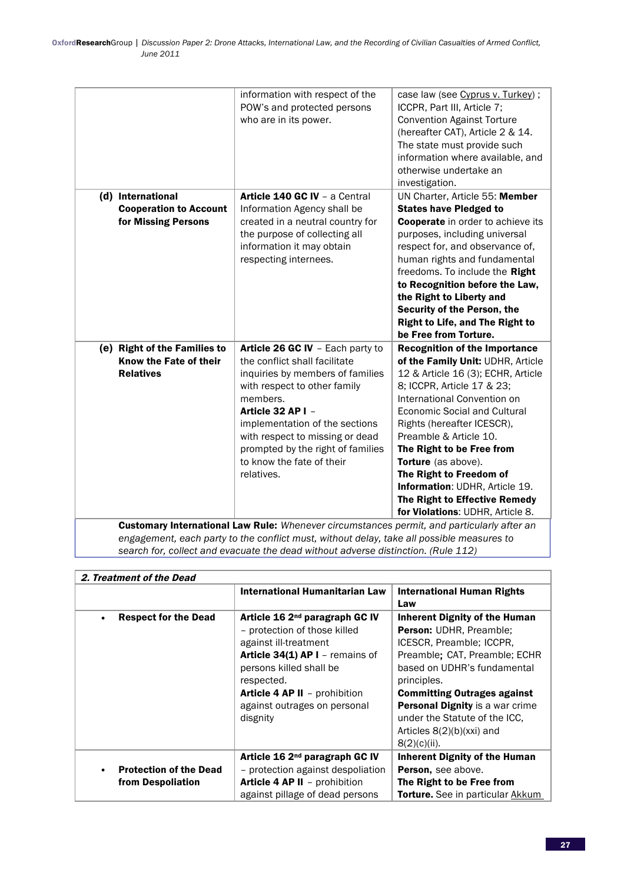| | | |
|---|---|---|
| | information with respect of the POW's and protected persons who are in its power. | case law (see Cyprus v. Turkey) ; ICCPR, Part III, Article 7; Convention Against Torture (hereafter CAT), Article 2 & 14. The state must provide such information where available, and otherwise undertake an investigation. |
| **(d) International Cooperation to Account for Missing Persons** | **Article 140 GC IV** – a Central Information Agency shall be created in a neutral country for the purpose of collecting all information it may obtain respecting internees. | UN Charter, Article 55: **Member States have Pledged to Cooperate** in order to achieve its purposes, including universal respect for, and observance of, human rights and fundamental freedoms. To include the **Right to Recognition before the Law, the Right to Liberty and Security of the Person, the Right to Life, and The Right to be Free from Torture.** |
| **(e) Right of the Families to Know the Fate of their Relatives** | **Article 26 GC IV** – Each party to the conflict shall facilitate inquiries by members of families with respect to other family members. **Article 32 AP I** – implementation of the sections with respect to missing or dead prompted by the right of families to know the fate of their relatives. | **Recognition of the Importance of the Family Unit:** UDHR, Article 12 & Article 16 (3); ECHR, Article 8; ICCPR, Article 17 & 23; International Convention on Economic Social and Cultural Rights (hereafter ICESCR), Preamble & Article 10. **The Right to be Free from Torture** (as above). **The Right to Freedom of Information**: UDHR, Article 19. **The Right to Effective Remedy for Violations**: UDHR, Article 8. |
| **Customary International Law Rule:** *Whenever circumstances permit, and particularly after an engagement, each party to the conflict must, without delay, take all possible measures to search for, collect and evacuate the dead without adverse distinction. (Rule 112)* | | |

| ***2. Treatment of the Dead*** | | |
|---|---|---|
| | **International Humanitarian Law** | **International Human Rights Law** |
| • **Respect for the Dead** | **Article 16 2nd paragraph GC IV** – protection of those killed against ill-treatment **Article 34(1) AP I** – remains of persons killed shall be respected. **Article 4 AP II** – prohibition against outrages on personal disgnity | **Inherent Dignity of the Human Person:** UDHR, Preamble; ICESCR, Preamble; ICCPR, Preamble; CAT, Preamble; ECHR based on UDHR's fundamental principles. **Committing Outrages against Personal Dignity** is a war crime under the Statute of the ICC, Articles 8(2)(b)(xxi) and 8(2)(c)(ii). |
| • **Protection of the Dead from Despoliation** | **Article 16 2nd paragraph GC IV** – protection against despoliation **Article 4 AP II** – prohibition against pillage of dead persons | **Inherent Dignity of the Human Person,** see above. **The Right to be Free from Torture.** See in particular Akkum |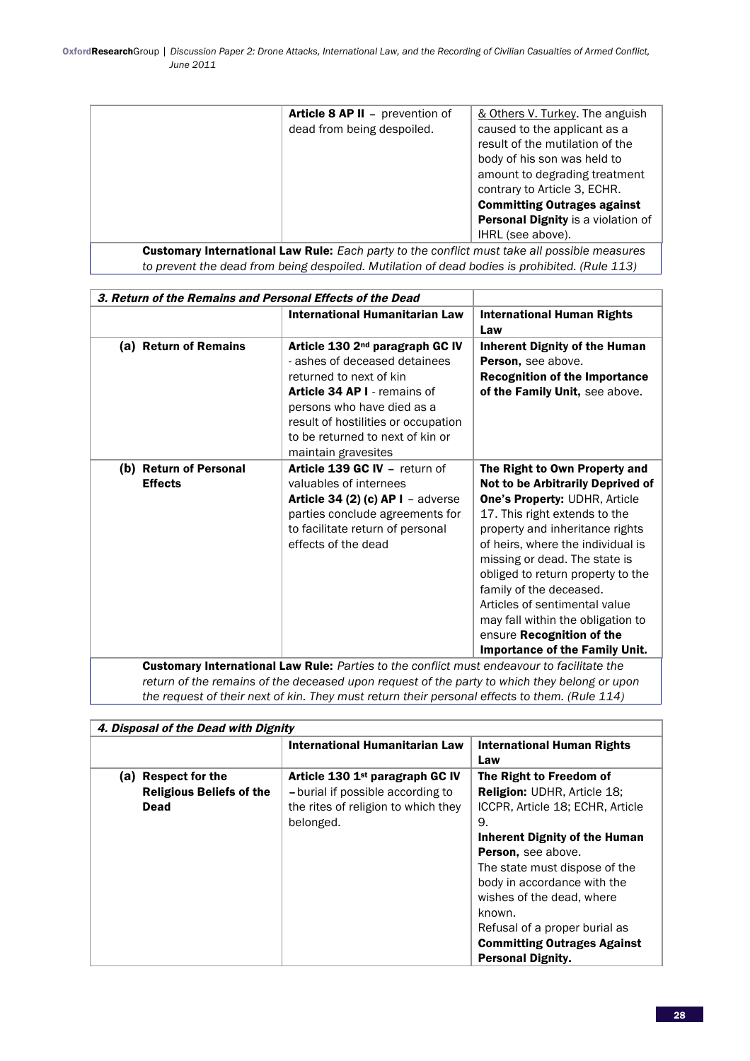| | | |
|---|---|---|
| | **Article 8 AP II** – prevention of dead from being despoiled. | & Others V. Turkey. The anguish caused to the applicant as a result of the mutilation of the body of his son was held to amount to degrading treatment contrary to Article 3, ECHR. **Committing Outrages against Personal Dignity** is a violation of IHRL (see above). |
| **Customary International Law Rule:** *Each party to the conflict must take all possible measures to prevent the dead from being despoiled. Mutilation of dead bodies is prohibited. (Rule 113)* | | |

| ***3. Return of the Remains and Personal Effects of the Dead*** | | |
|---|---|---|
| | **International Humanitarian Law** | **International Human Rights Law** |
| **(a) Return of Remains** | **Article 130 2nd paragraph GC IV** - ashes of deceased detainees returned to next of kin<br>**Article 34 AP I** - remains of persons who have died as a result of hostilities or occupation to be returned to next of kin or maintain gravesites | **Inherent Dignity of the Human Person,** see above.<br>**Recognition of the Importance of the Family Unit,** see above. |
| **(b) Return of Personal Effects** | **Article 139 GC IV** – return of valuables of internees<br>**Article 34 (2) (c) AP I** – adverse parties conclude agreements for to facilitate return of personal effects of the dead | **The Right to Own Property and Not to be Arbitrarily Deprived of One's Property:** UDHR, Article 17. This right extends to the property and inheritance rights of heirs, where the individual is missing or dead. The state is obliged to return property to the family of the deceased. Articles of sentimental value may fall within the obligation to ensure **Recognition of the Importance of the Family Unit.** |
| **Customary International Law Rule:** *Parties to the conflict must endeavour to facilitate the return of the remains of the deceased upon request of the party to which they belong or upon the request of their next of kin. They must return their personal effects to them. (Rule 114)* | | |

| ***4. Disposal of the Dead with Dignity*** | | |
|---|---|---|
| | **International Humanitarian Law** | **International Human Rights Law** |
| **(a) Respect for the Religious Beliefs of the Dead** | **Article 130 1st paragraph GC IV** – burial if possible according to the rites of religion to which they belonged. | **The Right to Freedom of Religion:** UDHR, Article 18; ICCPR, Article 18; ECHR, Article 9.<br>**Inherent Dignity of the Human Person,** see above.<br>The state must dispose of the body in accordance with the wishes of the dead, where known.<br>Refusal of a proper burial as **Committing Outrages Against Personal Dignity.** |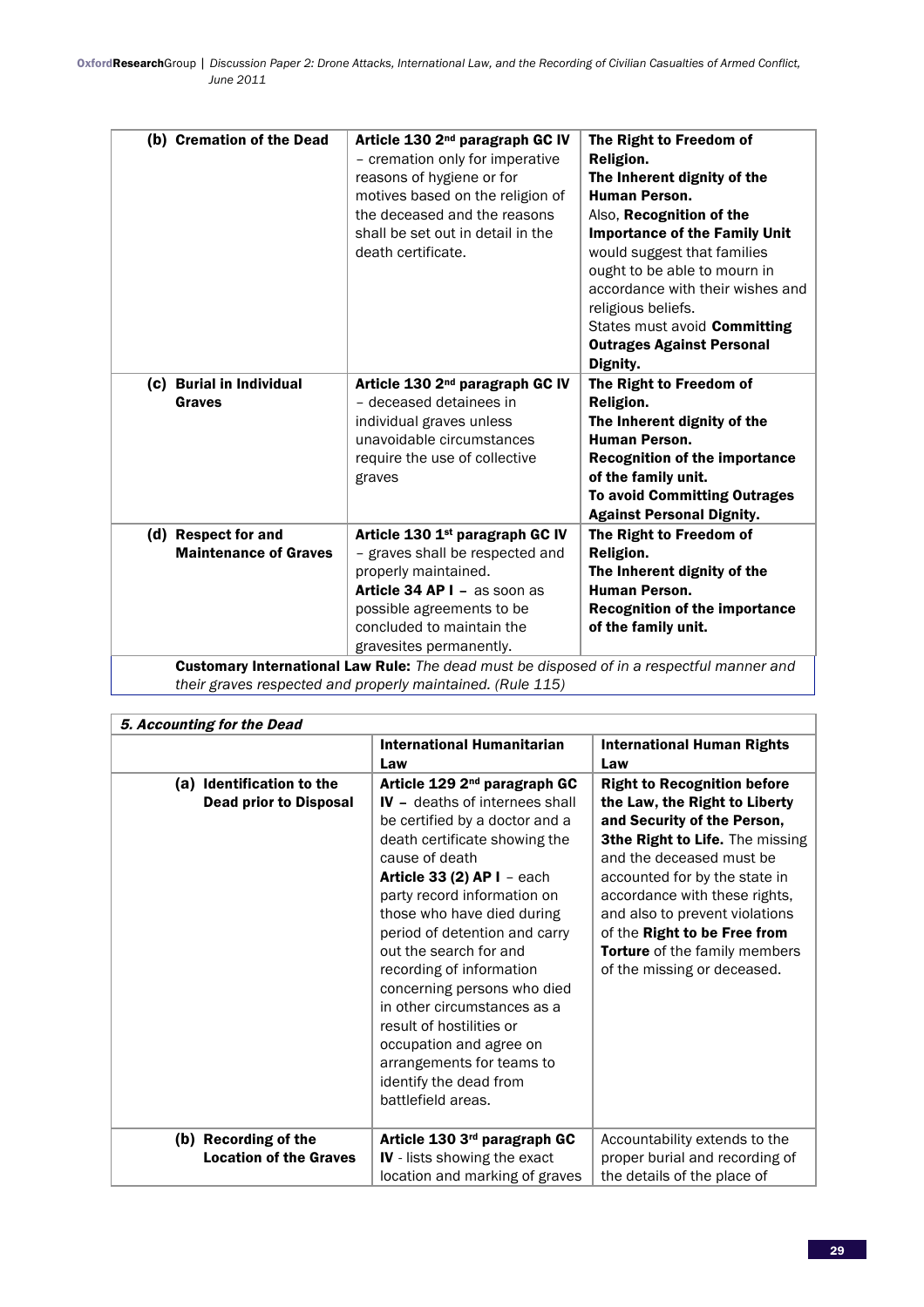| | | |
|---|---|---|
| **(b) Cremation of the Dead** | **Article 130 2nd paragraph GC IV** – cremation only for imperative reasons of hygiene or for motives based on the religion of the deceased and the reasons shall be set out in detail in the death certificate. | **The Right to Freedom of Religion.** **The Inherent dignity of the Human Person.** Also, **Recognition of the Importance of the Family Unit** would suggest that families ought to be able to mourn in accordance with their wishes and religious beliefs. States must avoid **Committing Outrages Against Personal Dignity.** |
| **(c) Burial in Individual Graves** | **Article 130 2nd paragraph GC IV** – deceased detainees in individual graves unless unavoidable circumstances require the use of collective graves | **The Right to Freedom of Religion.** **The Inherent dignity of the Human Person.** **Recognition of the importance of the family unit.** **To avoid Committing Outrages Against Personal Dignity.** |
| **(d) Respect for and Maintenance of Graves** | **Article 130 1st paragraph GC IV** – graves shall be respected and properly maintained. **Article 34 AP I** – as soon as possible agreements to be concluded to maintain the gravesites permanently. | **The Right to Freedom of Religion.** **The Inherent dignity of the Human Person.** **Recognition of the importance of the family unit.** |
| **Customary International Law Rule:** *The dead must be disposed of in a respectful manner and their graves respected and properly maintained. (Rule 115)* | | |

| ***5. Accounting for the Dead*** | | |
|---|---|---|
| | **International Humanitarian Law** | **International Human Rights Law** |
| **(a) Identification to the Dead prior to Disposal** | **Article 129 2nd paragraph GC IV** – deaths of internees shall be certified by a doctor and a death certificate showing the cause of death **Article 33 (2) AP I** – each party record information on those who have died during period of detention and carry out the search for and recording of information concerning persons who died in other circumstances as a result of hostilities or occupation and agree on arrangements for teams to identify the dead from battlefield areas. | **Right to Recognition before the Law, the Right to Liberty and Security of the Person, 3the Right to Life.** The missing and the deceased must be accounted for by the state in accordance with these rights, and also to prevent violations of the **Right to be Free from Torture** of the family members of the missing or deceased. |
| **(b) Recording of the Location of the Graves** | **Article 130 3rd paragraph GC IV** - lists showing the exact location and marking of graves | Accountability extends to the proper burial and recording of the details of the place of |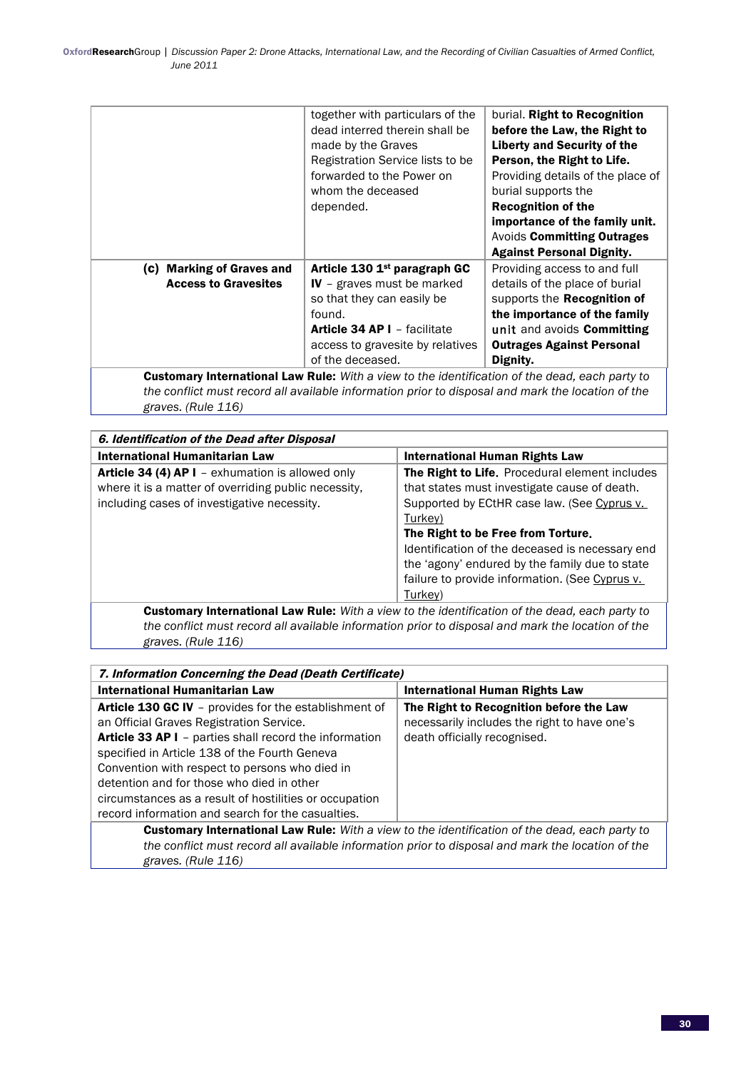| | | |
|---|---|---|
| | together with particulars of the dead interred therein shall be made by the Graves Registration Service lists to be forwarded to the Power on whom the deceased depended. | burial. **Right to Recognition before the Law, the Right to Liberty and Security of the Person, the Right to Life.** Providing details of the place of burial supports the **Recognition of the importance of the family unit.** Avoids **Committing Outrages Against Personal Dignity.** |
| **(c) Marking of Graves and Access to Gravesites** | **Article 130 1st paragraph GC IV** – graves must be marked so that they can easily be found. **Article 34 AP I** – facilitate access to gravesite by relatives of the deceased. | Providing access to and full details of the place of burial supports the **Recognition of the importance of the family unit** and avoids **Committing Outrages Against Personal Dignity.** |
| **Customary International Law Rule:** *With a view to the identification of the dead, each party to the conflict must record all available information prior to disposal and mark the location of the graves. (Rule 116)* | | |

| *6. Identification of the Dead after Disposal* | |
|---|---|
| **International Humanitarian Law** | **International Human Rights Law** |
| **Article 34 (4) AP I** – exhumation is allowed only where it is a matter of overriding public necessity, including cases of investigative necessity. | **The Right to Life.** Procedural element includes that states must investigate cause of death. Supported by ECtHR case law. (See Cyprus v. Turkey) **The Right to be Free from Torture.** Identification of the deceased is necessary end the 'agony' endured by the family due to state failure to provide information. (See Cyprus v. Turkey) |
| **Customary International Law Rule:** *With a view to the identification of the dead, each party to the conflict must record all available information prior to disposal and mark the location of the graves. (Rule 116)* | |

| *7. Information Concerning the Dead (Death Certificate)* | |
|---|---|
| **International Humanitarian Law** | **International Human Rights Law** |
| **Article 130 GC IV** – provides for the establishment of an Official Graves Registration Service. **Article 33 AP I** – parties shall record the information specified in Article 138 of the Fourth Geneva Convention with respect to persons who died in detention and for those who died in other circumstances as a result of hostilities or occupation record information and search for the casualties. | **The Right to Recognition before the Law** necessarily includes the right to have one's death officially recognised. |
| **Customary International Law Rule:** *With a view to the identification of the dead, each party to the conflict must record all available information prior to disposal and mark the location of the graves. (Rule 116)* | |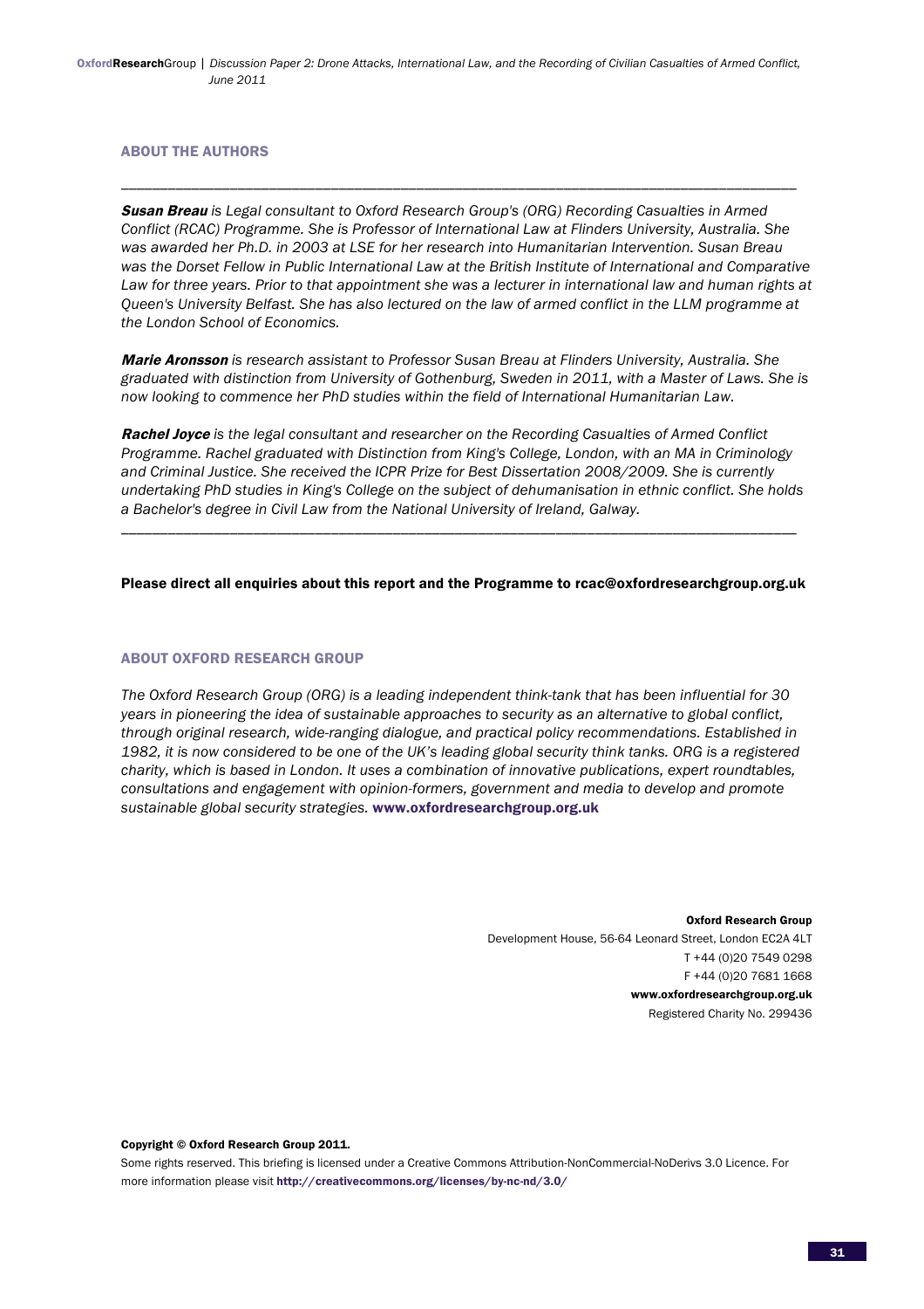## ABOUT THE AUTHORS

---

***Susan Breau** is Legal consultant to Oxford Research Group's (ORG) Recording Casualties in Armed Conflict (RCAC) Programme. She is Professor of International Law at Flinders University, Australia. She was awarded her Ph.D. in 2003 at LSE for her research into Humanitarian Intervention. Susan Breau was the Dorset Fellow in Public International Law at the British Institute of International and Comparative Law for three years. Prior to that appointment she was a lecturer in international law and human rights at Queen's University Belfast. She has also lectured on the law of armed conflict in the LLM programme at the London School of Economics.*

***Marie Aronsson** is research assistant to Professor Susan Breau at Flinders University, Australia. She graduated with distinction from University of Gothenburg, Sweden in 2011, with a Master of Laws. She is now looking to commence her PhD studies within the field of International Humanitarian Law.*

***Rachel Joyce** is the legal consultant and researcher on the Recording Casualties of Armed Conflict Programme. Rachel graduated with Distinction from King's College, London, with an MA in Criminology and Criminal Justice. She received the ICPR Prize for Best Dissertation 2008/2009. She is currently undertaking PhD studies in King's College on the subject of dehumanisation in ethnic conflict. She holds a Bachelor's degree in Civil Law from the National University of Ireland, Galway.*

---

**Please direct all enquiries about this report and the Programme to rcac@oxfordresearchgroup.org.uk**

## ABOUT OXFORD RESEARCH GROUP

*The Oxford Research Group (ORG) is a leading independent think-tank that has been influential for 30 years in pioneering the idea of sustainable approaches to security as an alternative to global conflict, through original research, wide-ranging dialogue, and practical policy recommendations. Established in 1982, it is now considered to be one of the UK's leading global security think tanks. ORG is a registered charity, which is based in London. It uses a combination of innovative publications, expert roundtables, consultations and engagement with opinion-formers, government and media to develop and promote sustainable global security strategies.* **www.oxfordresearchgroup.org.uk**

**Oxford Research Group**
Development House, 56-64 Leonard Street, London EC2A 4LT
T +44 (0)20 7549 0298
F +44 (0)20 7681 1668
**www.oxfordresearchgroup.org.uk**
Registered Charity No. 299436

**Copyright © Oxford Research Group 2011.**

Some rights reserved. This briefing is licensed under a Creative Commons Attribution-NonCommercial-NoDerivs 3.0 Licence. For more information please visit **http://creativecommons.org/licenses/by-nc-nd/3.0/**